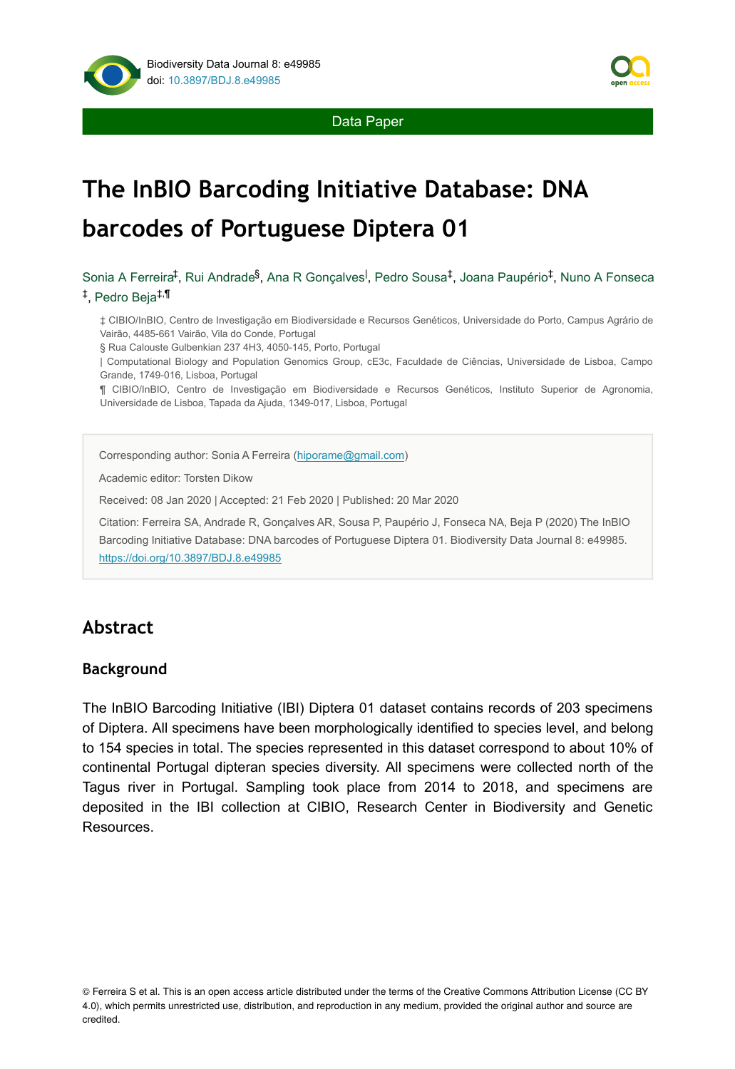Data Paper

# The InBIO Barcoding Initiative Database: DNA barcodes of Portuguese Diptera 01

Sonia A Ferreira[‡], Rui Andrade[§], Ana R Gonçalves[|], Pedro Sousa[‡], Joana Paupério[‡], Nuno A Fonseca[‡], Pedro Beja[‡,¶]

‡ CIBIO/InBIO, Centro de Investigação em Biodiversidade e Recursos Genéticos, Universidade do Porto, Campus Agrário de Vairão, 4485-661 Vairão, Vila do Conde, Portugal

§ Rua Calouste Gulbenkian 237 4H3, 4050-145, Porto, Portugal

| Computational Biology and Population Genomics Group, cE3c, Faculdade de Ciências, Universidade de Lisboa, Campo Grande, 1749-016, Lisboa, Portugal

¶ CIBIO/InBIO, Centro de Investigação em Biodiversidade e Recursos Genéticos, Instituto Superior de Agronomia, Universidade de Lisboa, Tapada da Ajuda, 1349-017, Lisboa, Portugal

Corresponding author: Sonia A Ferreira (hiporame@gmail.com)

Academic editor: Torsten Dikow

Received: 08 Jan 2020 | Accepted: 21 Feb 2020 | Published: 20 Mar 2020

Citation: Ferreira SA, Andrade R, Gonçalves AR, Sousa P, Paupério J, Fonseca NA, Beja P (2020) The InBIO Barcoding Initiative Database: DNA barcodes of Portuguese Diptera 01. Biodiversity Data Journal 8: e49985. https://doi.org/10.3897/BDJ.8.e49985

## Abstract

### Background

The InBIO Barcoding Initiative (IBI) Diptera 01 dataset contains records of 203 specimens of Diptera. All specimens have been morphologically identified to species level, and belong to 154 species in total. The species represented in this dataset correspond to about 10% of continental Portugal dipteran species diversity. All specimens were collected north of the Tagus river in Portugal. Sampling took place from 2014 to 2018, and specimens are deposited in the IBI collection at CIBIO, Research Center in Biodiversity and Genetic Resources.

© Ferreira S et al. This is an open access article distributed under the terms of the Creative Commons Attribution License (CC BY 4.0), which permits unrestricted use, distribution, and reproduction in any medium, provided the original author and source are credited.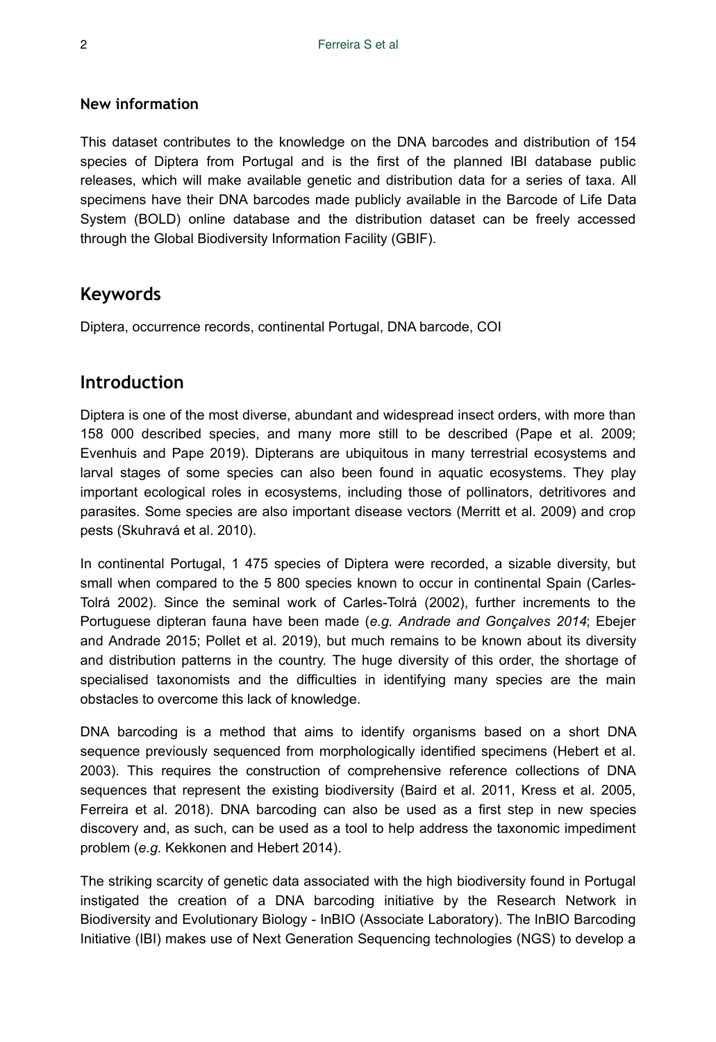**New information**

This dataset contributes to the knowledge on the DNA barcodes and distribution of 154 species of Diptera from Portugal and is the first of the planned IBI database public releases, which will make available genetic and distribution data for a series of taxa. All specimens have their DNA barcodes made publicly available in the Barcode of Life Data System (BOLD) online database and the distribution dataset can be freely accessed through the Global Biodiversity Information Facility (GBIF).

## Keywords

Diptera, occurrence records, continental Portugal, DNA barcode, COI

## Introduction

Diptera is one of the most diverse, abundant and widespread insect orders, with more than 158 000 described species, and many more still to be described (Pape et al. 2009; Evenhuis and Pape 2019). Dipterans are ubiquitous in many terrestrial ecosystems and larval stages of some species can also been found in aquatic ecosystems. They play important ecological roles in ecosystems, including those of pollinators, detritivores and parasites. Some species are also important disease vectors (Merritt et al. 2009) and crop pests (Skuhravá et al. 2010).

In continental Portugal, 1 475 species of Diptera were recorded, a sizable diversity, but small when compared to the 5 800 species known to occur in continental Spain (Carles-Tolrá 2002). Since the seminal work of Carles-Tolrá (2002), further increments to the Portuguese dipteran fauna have been made (*e.g. Andrade and Gonçalves 2014*; Ebejer and Andrade 2015; Pollet et al. 2019), but much remains to be known about its diversity and distribution patterns in the country. The huge diversity of this order, the shortage of specialised taxonomists and the difficulties in identifying many species are the main obstacles to overcome this lack of knowledge.

DNA barcoding is a method that aims to identify organisms based on a short DNA sequence previously sequenced from morphologically identified specimens (Hebert et al. 2003). This requires the construction of comprehensive reference collections of DNA sequences that represent the existing biodiversity (Baird et al. 2011, Kress et al. 2005, Ferreira et al. 2018). DNA barcoding can also be used as a first step in new species discovery and, as such, can be used as a tool to help address the taxonomic impediment problem (*e.g.* Kekkonen and Hebert 2014).

The striking scarcity of genetic data associated with the high biodiversity found in Portugal instigated the creation of a DNA barcoding initiative by the Research Network in Biodiversity and Evolutionary Biology - InBIO (Associate Laboratory). The InBIO Barcoding Initiative (IBI) makes use of Next Generation Sequencing technologies (NGS) to develop a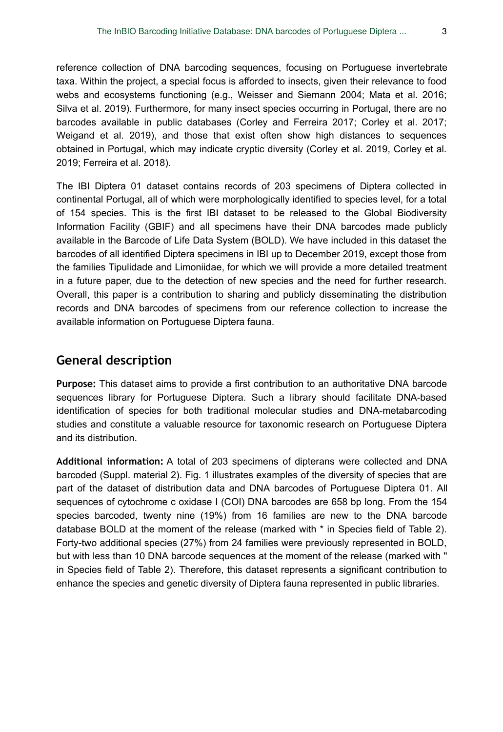reference collection of DNA barcoding sequences, focusing on Portuguese invertebrate taxa. Within the project, a special focus is afforded to insects, given their relevance to food webs and ecosystems functioning (e.g., Weisser and Siemann 2004; Mata et al. 2016; Silva et al. 2019). Furthermore, for many insect species occurring in Portugal, there are no barcodes available in public databases (Corley and Ferreira 2017; Corley et al. 2017; Weigand et al. 2019), and those that exist often show high distances to sequences obtained in Portugal, which may indicate cryptic diversity (Corley et al. 2019, Corley et al. 2019; Ferreira et al. 2018).

The IBI Diptera 01 dataset contains records of 203 specimens of Diptera collected in continental Portugal, all of which were morphologically identified to species level, for a total of 154 species. This is the first IBI dataset to be released to the Global Biodiversity Information Facility (GBIF) and all specimens have their DNA barcodes made publicly available in the Barcode of Life Data System (BOLD). We have included in this dataset the barcodes of all identified Diptera specimens in IBI up to December 2019, except those from the families Tipulidade and Limoniidae, for which we will provide a more detailed treatment in a future paper, due to the detection of new species and the need for further research. Overall, this paper is a contribution to sharing and publicly disseminating the distribution records and DNA barcodes of specimens from our reference collection to increase the available information on Portuguese Diptera fauna.

## General description

**Purpose:** This dataset aims to provide a first contribution to an authoritative DNA barcode sequences library for Portuguese Diptera. Such a library should facilitate DNA-based identification of species for both traditional molecular studies and DNA-metabarcoding studies and constitute a valuable resource for taxonomic research on Portuguese Diptera and its distribution.

**Additional information:** A total of 203 specimens of dipterans were collected and DNA barcoded (Suppl. material 2). Fig. 1 illustrates examples of the diversity of species that are part of the dataset of distribution data and DNA barcodes of Portuguese Diptera 01. All sequences of cytochrome c oxidase I (COI) DNA barcodes are 658 bp long. From the 154 species barcoded, twenty nine (19%) from 16 families are new to the DNA barcode database BOLD at the moment of the release (marked with * in Species field of Table 2). Forty-two additional species (27%) from 24 families were previously represented in BOLD, but with less than 10 DNA barcode sequences at the moment of the release (marked with " in Species field of Table 2). Therefore, this dataset represents a significant contribution to enhance the species and genetic diversity of Diptera fauna represented in public libraries.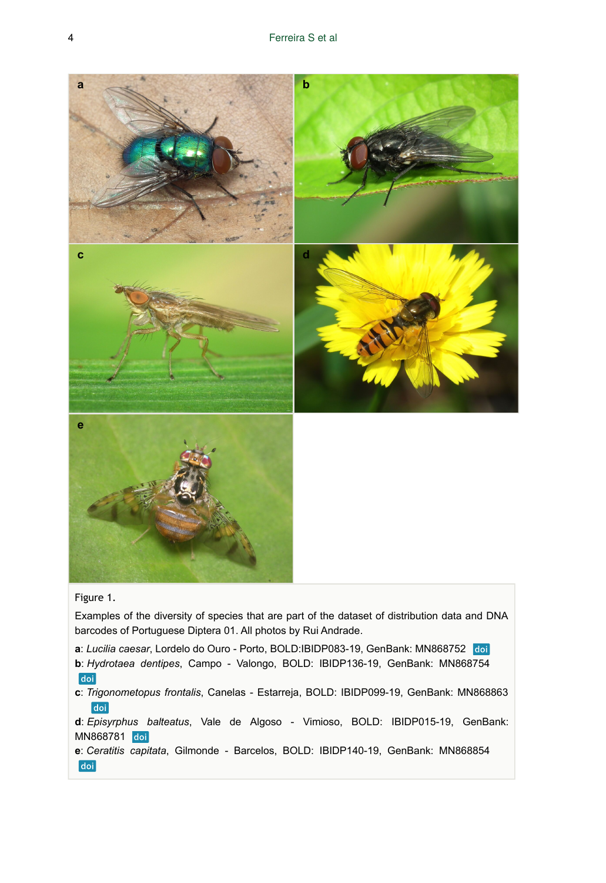Figure 1.

Examples of the diversity of species that are part of the dataset of distribution data and DNA barcodes of Portuguese Diptera 01. All photos by Rui Andrade.

**a**: *Lucilia caesar*, Lordelo do Ouro - Porto, BOLD:IBIDP083-19, GenBank: MN868752 doi

**b**: *Hydrotaea dentipes*, Campo - Valongo, BOLD: IBIDP136-19, GenBank: MN868754 doi

**c**: *Trigonometopus frontalis*, Canelas - Estarreja, BOLD: IBIDP099-19, GenBank: MN868863 doi

**d**: *Episyrphus balteatus*, Vale de Algoso - Vimioso, BOLD: IBIDP015-19, GenBank: MN868781 doi

**e**: *Ceratitis capitata*, Gilmonde - Barcelos, BOLD: IBIDP140-19, GenBank: MN868854 doi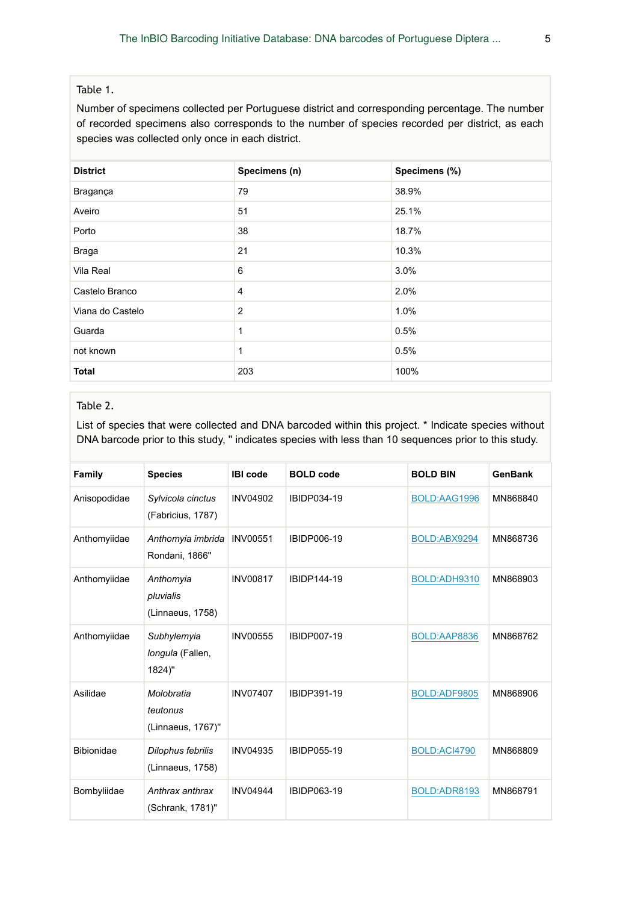Table 1.

Number of specimens collected per Portuguese district and corresponding percentage. The number of recorded specimens also corresponds to the number of species recorded per district, as each species was collected only once in each district.

| District | Specimens (n) | Specimens (%) |
|---|---|---|
| Bragança | 79 | 38.9% |
| Aveiro | 51 | 25.1% |
| Porto | 38 | 18.7% |
| Braga | 21 | 10.3% |
| Vila Real | 6 | 3.0% |
| Castelo Branco | 4 | 2.0% |
| Viana do Castelo | 2 | 1.0% |
| Guarda | 1 | 0.5% |
| not known | 1 | 0.5% |
| **Total** | 203 | 100% |

Table 2.

List of species that were collected and DNA barcoded within this project. * Indicate species without DNA barcode prior to this study, '' indicates species with less than 10 sequences prior to this study.

| Family | Species | IBI code | BOLD code | BOLD BIN | GenBank |
|---|---|---|---|---|---|
| Anisopodidae | *Sylvicola cinctus* (Fabricius, 1787) | INV04902 | IBIDP034-19 | BOLD:AAG1996 | MN868840 |
| Anthomyiidae | *Anthomyia imbrida* Rondani, 1866'' | INV00551 | IBIDP006-19 | BOLD:ABX9294 | MN868736 |
| Anthomyiidae | *Anthomyia pluvialis* (Linnaeus, 1758) | INV00817 | IBIDP144-19 | BOLD:ADH9310 | MN868903 |
| Anthomyiidae | *Subhylemyia longula* (Fallen, 1824)'' | INV00555 | IBIDP007-19 | BOLD:AAP8836 | MN868762 |
| Asilidae | *Molobratia teutonus* (Linnaeus, 1767)'' | INV07407 | IBIDP391-19 | BOLD:ADF9805 | MN868906 |
| Bibionidae | *Dilophus febrilis* (Linnaeus, 1758) | INV04935 | IBIDP055-19 | BOLD:ACI4790 | MN868809 |
| Bombyliidae | *Anthrax anthrax* (Schrank, 1781)'' | INV04944 | IBIDP063-19 | BOLD:ADR8193 | MN868791 |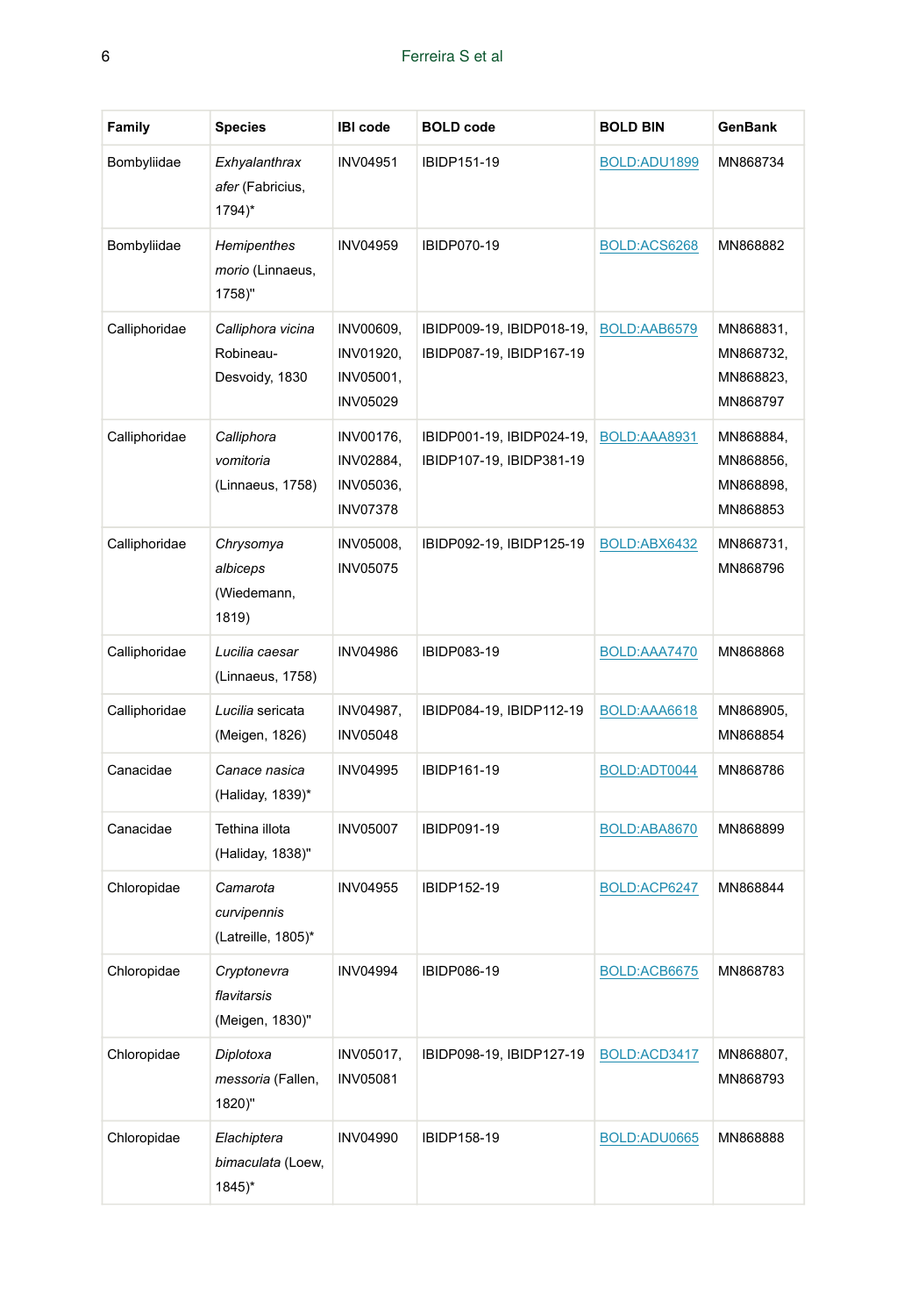| Family | Species | IBI code | BOLD code | BOLD BIN | GenBank |
| --- | --- | --- | --- | --- | --- |
| Bombyliidae | *Exhyalanthrax afer* (Fabricius, 1794)* | INV04951 | IBIDP151-19 | BOLD:ADU1899 | MN868734 |
| Bombyliidae | *Hemipenthes morio* (Linnaeus, 1758)" | INV04959 | IBIDP070-19 | BOLD:ACS6268 | MN868882 |
| Calliphoridae | *Calliphora vicina* Robineau-Desvoidy, 1830 | INV00609, INV01920, INV05001, INV05029 | IBIDP009-19, IBIDP018-19, IBIDP087-19, IBIDP167-19 | BOLD:AAB6579 | MN868831, MN868732, MN868823, MN868797 |
| Calliphoridae | *Calliphora vomitoria* (Linnaeus, 1758) | INV00176, INV02884, INV05036, INV07378 | IBIDP001-19, IBIDP024-19, IBIDP107-19, IBIDP381-19 | BOLD:AAA8931 | MN868884, MN868856, MN868898, MN868853 |
| Calliphoridae | *Chrysomya albiceps* (Wiedemann, 1819) | INV05008, INV05075 | IBIDP092-19, IBIDP125-19 | BOLD:ABX6432 | MN868731, MN868796 |
| Calliphoridae | *Lucilia caesar* (Linnaeus, 1758) | INV04986 | IBIDP083-19 | BOLD:AAA7470 | MN868868 |
| Calliphoridae | *Lucilia* sericata (Meigen, 1826) | INV04987, INV05048 | IBIDP084-19, IBIDP112-19 | BOLD:AAA6618 | MN868905, MN868854 |
| Canacidae | *Canace nasica* (Haliday, 1839)* | INV04995 | IBIDP161-19 | BOLD:ADT0044 | MN868786 |
| Canacidae | Tethina illota (Haliday, 1838)" | INV05007 | IBIDP091-19 | BOLD:ABA8670 | MN868899 |
| Chloropidae | *Camarota curvipennis* (Latreille, 1805)* | INV04955 | IBIDP152-19 | BOLD:ACP6247 | MN868844 |
| Chloropidae | *Cryptonevra flavitarsis* (Meigen, 1830)" | INV04994 | IBIDP086-19 | BOLD:ACB6675 | MN868783 |
| Chloropidae | *Diplotoxa messoria* (Fallen, 1820)" | INV05017, INV05081 | IBIDP098-19, IBIDP127-19 | BOLD:ACD3417 | MN868807, MN868793 |
| Chloropidae | *Elachiptera bimaculata* (Loew, 1845)* | INV04990 | IBIDP158-19 | BOLD:ADU0665 | MN868888 |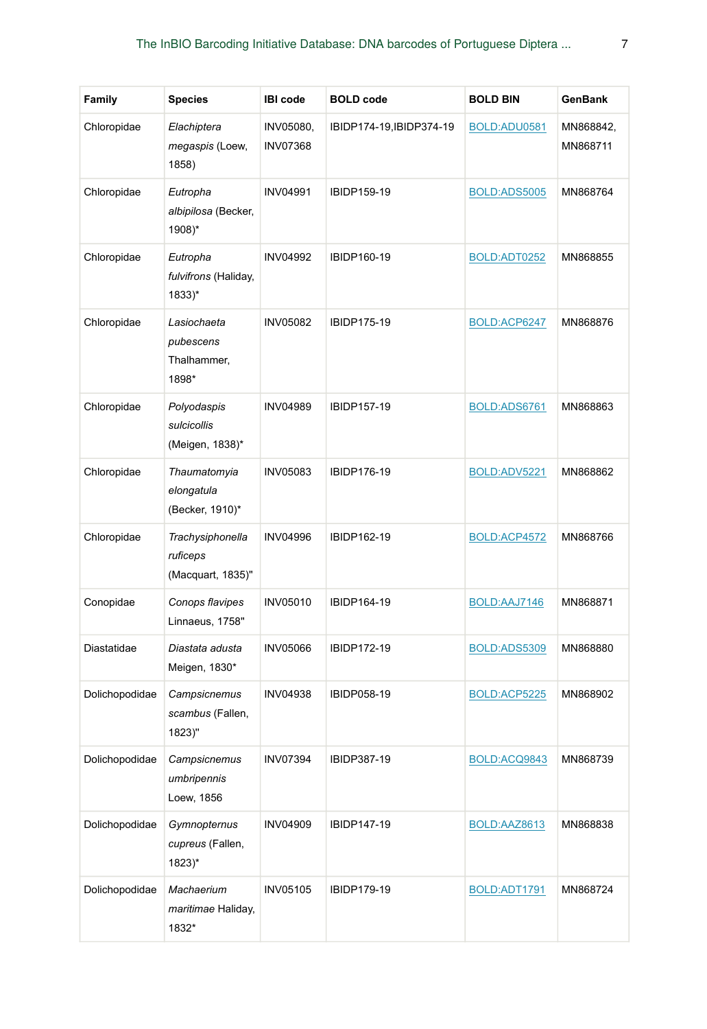| Family | Species | IBI code | BOLD code | BOLD BIN | GenBank |
|---|---|---|---|---|---|
| Chloropidae | *Elachiptera megaspis* (Loew, 1858) | INV05080, INV07368 | IBIDP174-19,IBIDP374-19 | BOLD:ADU0581 | MN868842, MN868711 |
| Chloropidae | *Eutropha albipilosa* (Becker, 1908)* | INV04991 | IBIDP159-19 | BOLD:ADS5005 | MN868764 |
| Chloropidae | *Eutropha fulvifrons* (Haliday, 1833)* | INV04992 | IBIDP160-19 | BOLD:ADT0252 | MN868855 |
| Chloropidae | *Lasiochaeta pubescens* Thalhammer, 1898* | INV05082 | IBIDP175-19 | BOLD:ACP6247 | MN868876 |
| Chloropidae | *Polyodaspis sulcicollis* (Meigen, 1838)* | INV04989 | IBIDP157-19 | BOLD:ADS6761 | MN868863 |
| Chloropidae | *Thaumatomyia elongatula* (Becker, 1910)* | INV05083 | IBIDP176-19 | BOLD:ADV5221 | MN868862 |
| Chloropidae | *Trachysiphonella ruficeps* (Macquart, 1835)" | INV04996 | IBIDP162-19 | BOLD:ACP4572 | MN868766 |
| Conopidae | *Conops flavipes* Linnaeus, 1758" | INV05010 | IBIDP164-19 | BOLD:AAJ7146 | MN868871 |
| Diastatidae | *Diastata adusta* Meigen, 1830* | INV05066 | IBIDP172-19 | BOLD:ADS5309 | MN868880 |
| Dolichopodidae | *Campsicnemus scambus* (Fallen, 1823)" | INV04938 | IBIDP058-19 | BOLD:ACP5225 | MN868902 |
| Dolichopodidae | *Campsicnemus umbripennis* Loew, 1856 | INV07394 | IBIDP387-19 | BOLD:ACQ9843 | MN868739 |
| Dolichopodidae | *Gymnopternus cupreus* (Fallen, 1823)* | INV04909 | IBIDP147-19 | BOLD:AAZ8613 | MN868838 |
| Dolichopodidae | *Machaerium maritimae* Haliday, 1832* | INV05105 | IBIDP179-19 | BOLD:ADT1791 | MN868724 |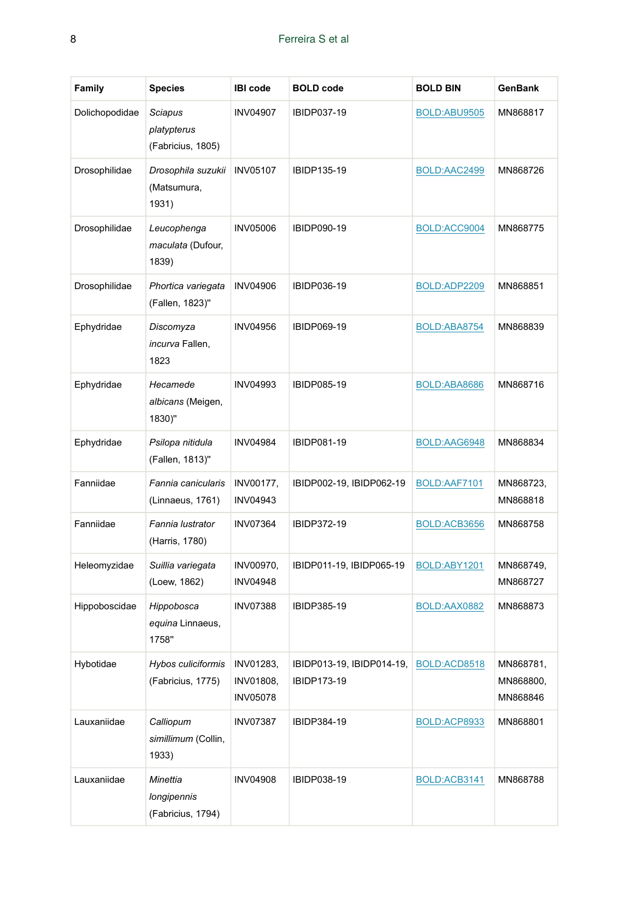| Family | Species | IBI code | BOLD code | BOLD BIN | GenBank |
|---|---|---|---|---|---|
| Dolichopodidae | *Sciapus platypterus* (Fabricius, 1805) | INV04907 | IBIDP037-19 | BOLD:ABU9505 | MN868817 |
| Drosophilidae | *Drosophila suzukii* (Matsumura, 1931) | INV05107 | IBIDP135-19 | BOLD:AAC2499 | MN868726 |
| Drosophilidae | *Leucophenga maculata* (Dufour, 1839) | INV05006 | IBIDP090-19 | BOLD:ACC9004 | MN868775 |
| Drosophilidae | *Phortica variegata* (Fallen, 1823)" | INV04906 | IBIDP036-19 | BOLD:ADP2209 | MN868851 |
| Ephydridae | *Discomyza incurva* Fallen, 1823 | INV04956 | IBIDP069-19 | BOLD:ABA8754 | MN868839 |
| Ephydridae | *Hecamede albicans* (Meigen, 1830)" | INV04993 | IBIDP085-19 | BOLD:ABA8686 | MN868716 |
| Ephydridae | *Psilopa nitidula* (Fallen, 1813)" | INV04984 | IBIDP081-19 | BOLD:AAG6948 | MN868834 |
| Fanniidae | *Fannia canicularis* (Linnaeus, 1761) | INV00177, INV04943 | IBIDP002-19, IBIDP062-19 | BOLD:AAF7101 | MN868723, MN868818 |
| Fanniidae | *Fannia lustrator* (Harris, 1780) | INV07364 | IBIDP372-19 | BOLD:ACB3656 | MN868758 |
| Heleomyzidae | *Suillia variegata* (Loew, 1862) | INV00970, INV04948 | IBIDP011-19, IBIDP065-19 | BOLD:ABY1201 | MN868749, MN868727 |
| Hippoboscidae | *Hippobosca equina* Linnaeus, 1758" | INV07388 | IBIDP385-19 | BOLD:AAX0882 | MN868873 |
| Hybotidae | *Hybos culiciformis* (Fabricius, 1775) | INV01283, INV01808, INV05078 | IBIDP013-19, IBIDP014-19, IBIDP173-19 | BOLD:ACD8518 | MN868781, MN868800, MN868846 |
| Lauxaniidae | *Calliopum simillimum* (Collin, 1933) | INV07387 | IBIDP384-19 | BOLD:ACP8933 | MN868801 |
| Lauxaniidae | *Minettia longipennis* (Fabricius, 1794) | INV04908 | IBIDP038-19 | BOLD:ACB3141 | MN868788 |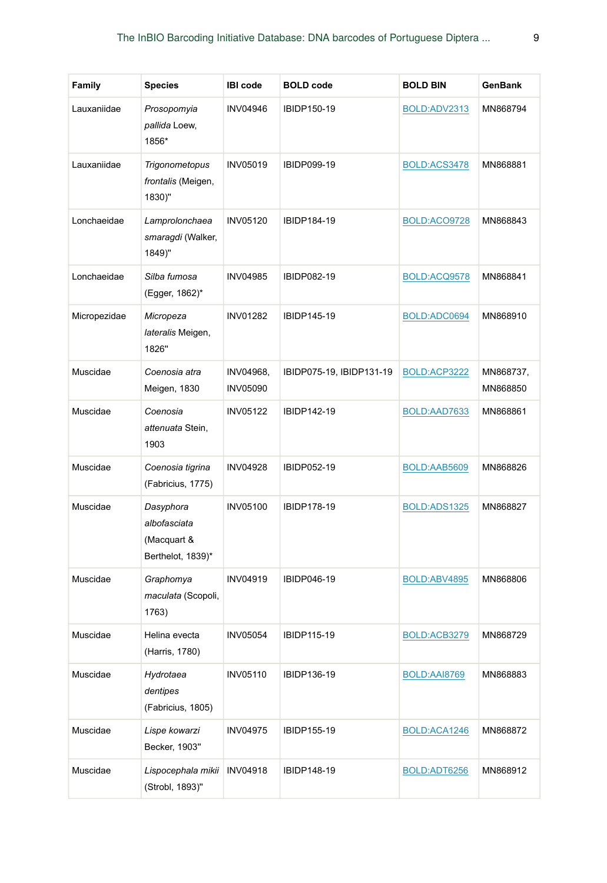| Family | Species | IBI code | BOLD code | BOLD BIN | GenBank |
|---|---|---|---|---|---|
| Lauxaniidae | *Prosopomyia pallida* Loew, 1856* | INV04946 | IBIDP150-19 | BOLD:ADV2313 | MN868794 |
| Lauxaniidae | *Trigonometopus frontalis* (Meigen, 1830)" | INV05019 | IBIDP099-19 | BOLD:ACS3478 | MN868881 |
| Lonchaeidae | *Lamprolonchaea smaragdi* (Walker, 1849)" | INV05120 | IBIDP184-19 | BOLD:ACO9728 | MN868843 |
| Lonchaeidae | *Silba fumosa* (Egger, 1862)* | INV04985 | IBIDP082-19 | BOLD:ACQ9578 | MN868841 |
| Micropezidae | *Micropeza lateralis* Meigen, 1826" | INV01282 | IBIDP145-19 | BOLD:ADC0694 | MN868910 |
| Muscidae | *Coenosia atra* Meigen, 1830 | INV04968, INV05090 | IBIDP075-19, IBIDP131-19 | BOLD:ACP3222 | MN868737, MN868850 |
| Muscidae | *Coenosia attenuata* Stein, 1903 | INV05122 | IBIDP142-19 | BOLD:AAD7633 | MN868861 |
| Muscidae | *Coenosia tigrina* (Fabricius, 1775) | INV04928 | IBIDP052-19 | BOLD:AAB5609 | MN868826 |
| Muscidae | *Dasyphora albofasciata* (Macquart & Berthelot, 1839)* | INV05100 | IBIDP178-19 | BOLD:ADS1325 | MN868827 |
| Muscidae | *Graphomya maculata* (Scopoli, 1763) | INV04919 | IBIDP046-19 | BOLD:ABV4895 | MN868806 |
| Muscidae | Helina evecta (Harris, 1780) | INV05054 | IBIDP115-19 | BOLD:ACB3279 | MN868729 |
| Muscidae | *Hydrotaea dentipes* (Fabricius, 1805) | INV05110 | IBIDP136-19 | BOLD:AAI8769 | MN868883 |
| Muscidae | *Lispe kowarzi* Becker, 1903" | INV04975 | IBIDP155-19 | BOLD:ACA1246 | MN868872 |
| Muscidae | *Lispocephala mikii* (Strobl, 1893)" | INV04918 | IBIDP148-19 | BOLD:ADT6256 | MN868912 |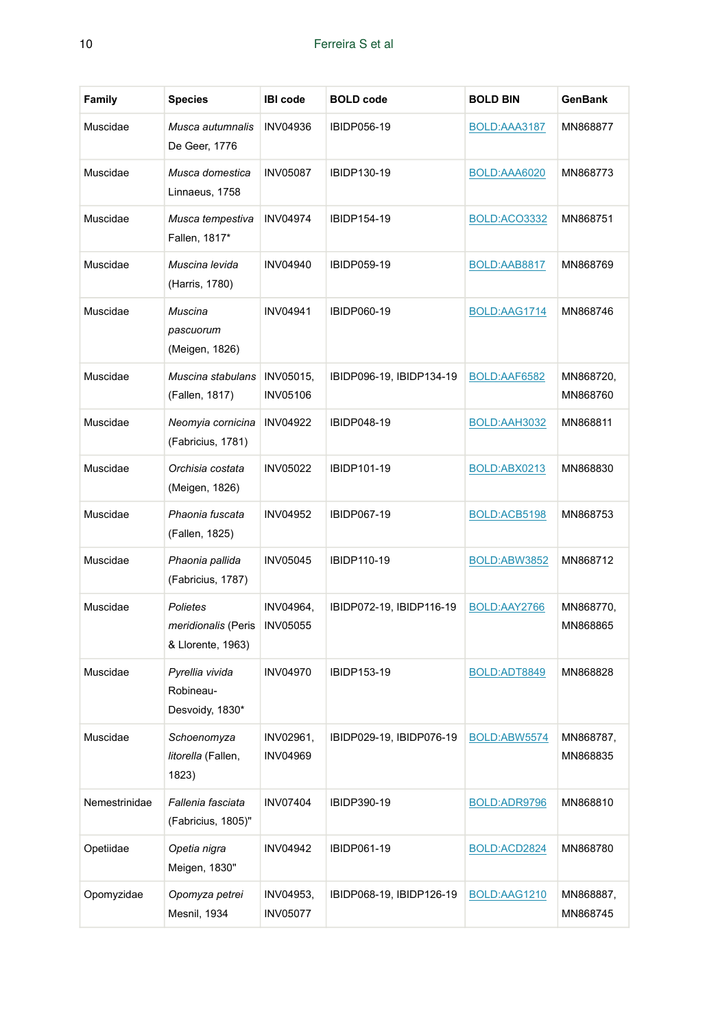| Family | Species | IBI code | BOLD code | BOLD BIN | GenBank |
| --- | --- | --- | --- | --- | --- |
| Muscidae | *Musca autumnalis* De Geer, 1776 | INV04936 | IBIDP056-19 | BOLD:AAA3187 | MN868877 |
| Muscidae | *Musca domestica* Linnaeus, 1758 | INV05087 | IBIDP130-19 | BOLD:AAA6020 | MN868773 |
| Muscidae | *Musca tempestiva* Fallen, 1817* | INV04974 | IBIDP154-19 | BOLD:ACO3332 | MN868751 |
| Muscidae | *Muscina levida* (Harris, 1780) | INV04940 | IBIDP059-19 | BOLD:AAB8817 | MN868769 |
| Muscidae | *Muscina pascuorum* (Meigen, 1826) | INV04941 | IBIDP060-19 | BOLD:AAG1714 | MN868746 |
| Muscidae | *Muscina stabulans* (Fallen, 1817) | INV05015, INV05106 | IBIDP096-19, IBIDP134-19 | BOLD:AAF6582 | MN868720, MN868760 |
| Muscidae | *Neomyia cornicina* (Fabricius, 1781) | INV04922 | IBIDP048-19 | BOLD:AAH3032 | MN868811 |
| Muscidae | *Orchisia costata* (Meigen, 1826) | INV05022 | IBIDP101-19 | BOLD:ABX0213 | MN868830 |
| Muscidae | *Phaonia fuscata* (Fallen, 1825) | INV04952 | IBIDP067-19 | BOLD:ACB5198 | MN868753 |
| Muscidae | *Phaonia pallida* (Fabricius, 1787) | INV05045 | IBIDP110-19 | BOLD:ABW3852 | MN868712 |
| Muscidae | *Polietes meridionalis* (Peris & Llorente, 1963) | INV04964, INV05055 | IBIDP072-19, IBIDP116-19 | BOLD:AAY2766 | MN868770, MN868865 |
| Muscidae | *Pyrellia vivida* Robineau-Desvoidy, 1830* | INV04970 | IBIDP153-19 | BOLD:ADT8849 | MN868828 |
| Muscidae | *Schoenomyza litorella* (Fallen, 1823) | INV02961, INV04969 | IBIDP029-19, IBIDP076-19 | BOLD:ABW5574 | MN868787, MN868835 |
| Nemestrinidae | *Fallenia fasciata* (Fabricius, 1805)" | INV07404 | IBIDP390-19 | BOLD:ADR9796 | MN868810 |
| Opetiidae | *Opetia nigra* Meigen, 1830" | INV04942 | IBIDP061-19 | BOLD:ACD2824 | MN868780 |
| Opomyzidae | *Opomyza petrei* Mesnil, 1934 | INV04953, INV05077 | IBIDP068-19, IBIDP126-19 | BOLD:AAG1210 | MN868887, MN868745 |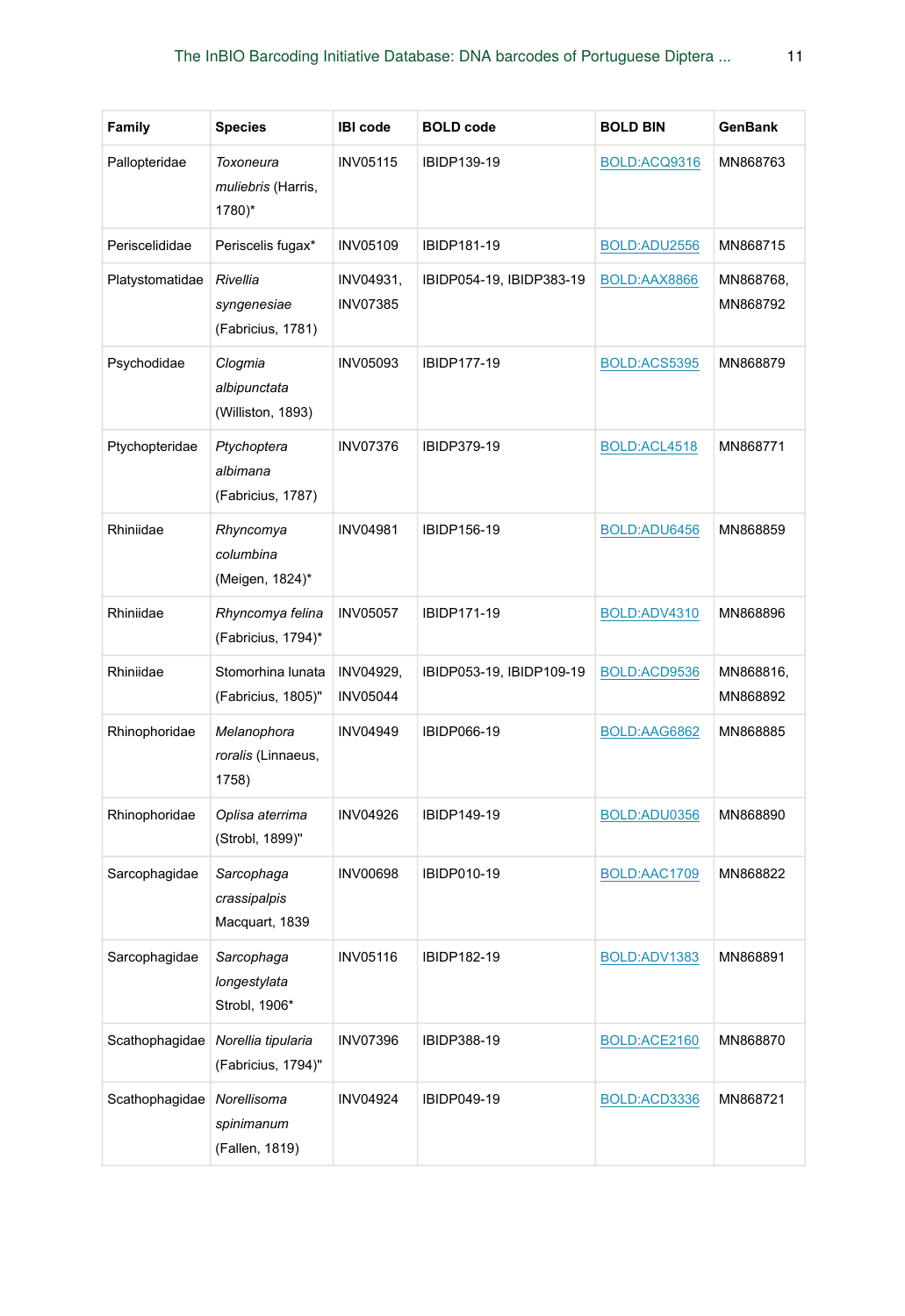| Family | Species | IBI code | BOLD code | BOLD BIN | GenBank |
|---|---|---|---|---|---|
| Pallopteridae | *Toxoneura muliebris* (Harris, 1780)* | INV05115 | IBIDP139-19 | BOLD:ACQ9316 | MN868763 |
| Periscelididae | Periscelis fugax* | INV05109 | IBIDP181-19 | BOLD:ADU2556 | MN868715 |
| Platystomatidae | *Rivellia syngenesiae* (Fabricius, 1781) | INV04931, INV07385 | IBIDP054-19, IBIDP383-19 | BOLD:AAX8866 | MN868768, MN868792 |
| Psychodidae | *Clogmia albipunctata* (Williston, 1893) | INV05093 | IBIDP177-19 | BOLD:ACS5395 | MN868879 |
| Ptychopteridae | *Ptychoptera albimana* (Fabricius, 1787) | INV07376 | IBIDP379-19 | BOLD:ACL4518 | MN868771 |
| Rhiniidae | *Rhyncomya columbina* (Meigen, 1824)* | INV04981 | IBIDP156-19 | BOLD:ADU6456 | MN868859 |
| Rhiniidae | *Rhyncomya felina* (Fabricius, 1794)* | INV05057 | IBIDP171-19 | BOLD:ADV4310 | MN868896 |
| Rhiniidae | Stomorhina lunata (Fabricius, 1805)" | INV04929, INV05044 | IBIDP053-19, IBIDP109-19 | BOLD:ACD9536 | MN868816, MN868892 |
| Rhinophoridae | *Melanophora roralis* (Linnaeus, 1758) | INV04949 | IBIDP066-19 | BOLD:AAG6862 | MN868885 |
| Rhinophoridae | *Oplisa aterrima* (Strobl, 1899)" | INV04926 | IBIDP149-19 | BOLD:ADU0356 | MN868890 |
| Sarcophagidae | *Sarcophaga crassipalpis* Macquart, 1839 | INV00698 | IBIDP010-19 | BOLD:AAC1709 | MN868822 |
| Sarcophagidae | *Sarcophaga longestylata* Strobl, 1906* | INV05116 | IBIDP182-19 | BOLD:ADV1383 | MN868891 |
| Scathophagidae | *Norellia tipularia* (Fabricius, 1794)" | INV07396 | IBIDP388-19 | BOLD:ACE2160 | MN868870 |
| Scathophagidae | *Norellisoma spinimanum* (Fallen, 1819) | INV04924 | IBIDP049-19 | BOLD:ACD3336 | MN868721 |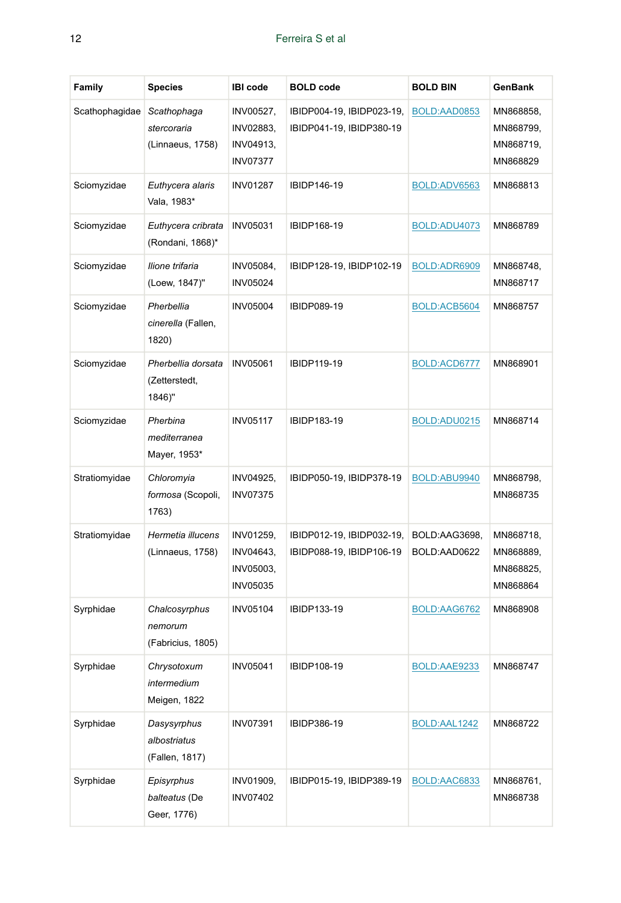| Family | Species | IBI code | BOLD code | BOLD BIN | GenBank |
| --- | --- | --- | --- | --- | --- |
| Scathophagidae | *Scathophaga stercoraria* (Linnaeus, 1758) | INV00527, INV02883, INV04913, INV07377 | IBIDP004-19, IBIDP023-19, IBIDP041-19, IBIDP380-19 | BOLD:AAD0853 | MN868858, MN868799, MN868719, MN868829 |
| Sciomyzidae | *Euthycera alaris* Vala, 1983* | INV01287 | IBIDP146-19 | BOLD:ADV6563 | MN868813 |
| Sciomyzidae | *Euthycera cribrata* (Rondani, 1868)* | INV05031 | IBIDP168-19 | BOLD:ADU4073 | MN868789 |
| Sciomyzidae | *Ilione trifaria* (Loew, 1847)" | INV05084, INV05024 | IBIDP128-19, IBIDP102-19 | BOLD:ADR6909 | MN868748, MN868717 |
| Sciomyzidae | *Pherbellia cinerella* (Fallen, 1820) | INV05004 | IBIDP089-19 | BOLD:ACB5604 | MN868757 |
| Sciomyzidae | *Pherbellia dorsata* (Zetterstedt, 1846)" | INV05061 | IBIDP119-19 | BOLD:ACD6777 | MN868901 |
| Sciomyzidae | *Pherbina mediterranea* Mayer, 1953* | INV05117 | IBIDP183-19 | BOLD:ADU0215 | MN868714 |
| Stratiomyidae | *Chloromyia formosa* (Scopoli, 1763) | INV04925, INV07375 | IBIDP050-19, IBIDP378-19 | BOLD:ABU9940 | MN868798, MN868735 |
| Stratiomyidae | *Hermetia illucens* (Linnaeus, 1758) | INV01259, INV04643, INV05003, INV05035 | IBIDP012-19, IBIDP032-19, IBIDP088-19, IBIDP106-19 | BOLD:AAG3698, BOLD:AAD0622 | MN868718, MN868889, MN868825, MN868864 |
| Syrphidae | *Chalcosyrphus nemorum* (Fabricius, 1805) | INV05104 | IBIDP133-19 | BOLD:AAG6762 | MN868908 |
| Syrphidae | *Chrysotoxum intermedium* Meigen, 1822 | INV05041 | IBIDP108-19 | BOLD:AAE9233 | MN868747 |
| Syrphidae | *Dasysyrphus albostriatus* (Fallen, 1817) | INV07391 | IBIDP386-19 | BOLD:AAL1242 | MN868722 |
| Syrphidae | *Episyrphus balteatus* (De Geer, 1776) | INV01909, INV07402 | IBIDP015-19, IBIDP389-19 | BOLD:AAC6833 | MN868761, MN868738 |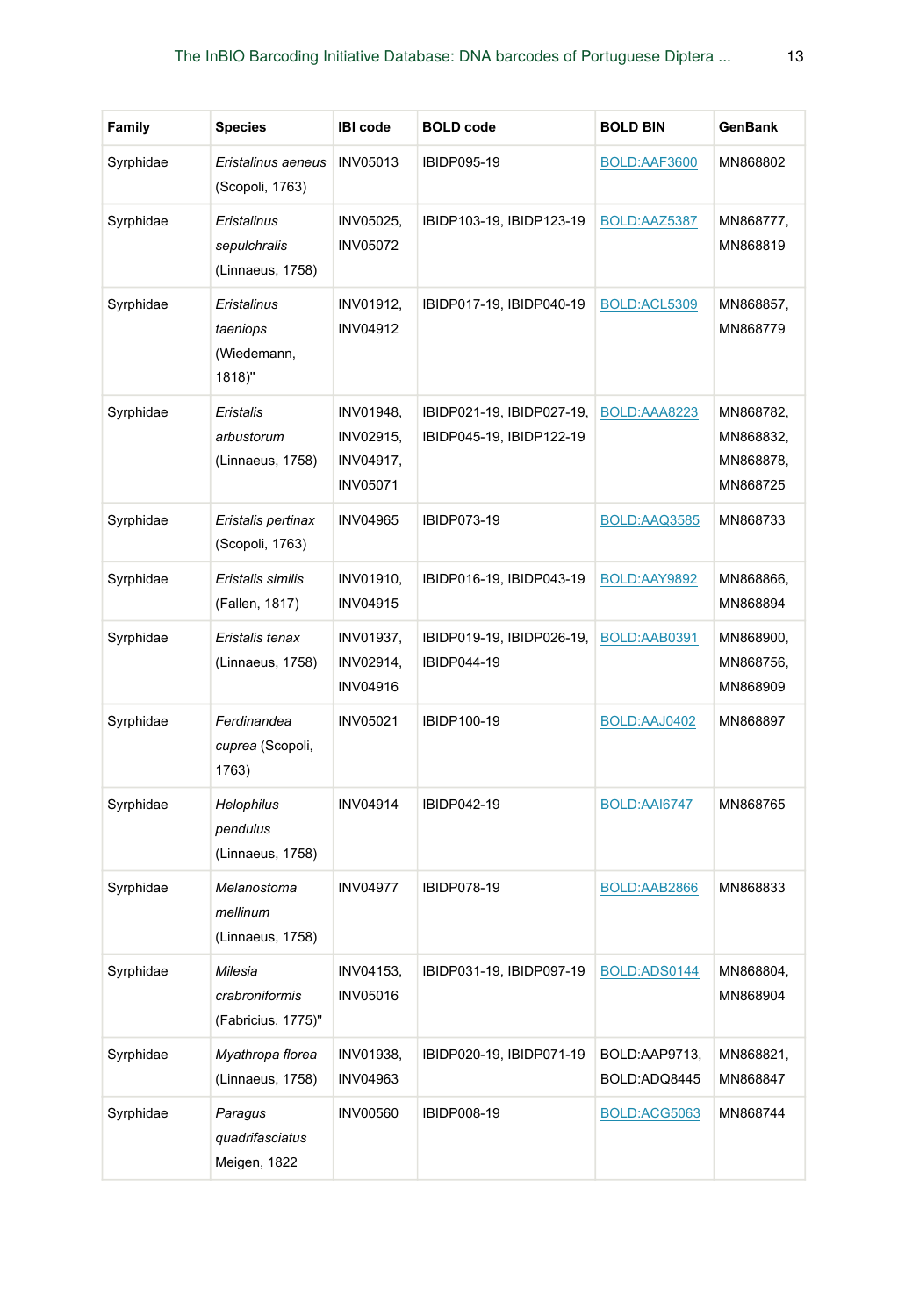| Family | Species | IBI code | BOLD code | BOLD BIN | GenBank |
|---|---|---|---|---|---|
| Syrphidae | *Eristalinus aeneus* (Scopoli, 1763) | INV05013 | IBIDP095-19 | BOLD:AAF3600 | MN868802 |
| Syrphidae | *Eristalinus sepulchralis* (Linnaeus, 1758) | INV05025, INV05072 | IBIDP103-19, IBIDP123-19 | BOLD:AAZ5387 | MN868777, MN868819 |
| Syrphidae | *Eristalinus taeniops* (Wiedemann, 1818)" | INV01912, INV04912 | IBIDP017-19, IBIDP040-19 | BOLD:ACL5309 | MN868857, MN868779 |
| Syrphidae | *Eristalis arbustorum* (Linnaeus, 1758) | INV01948, INV02915, INV04917, INV05071 | IBIDP021-19, IBIDP027-19, IBIDP045-19, IBIDP122-19 | BOLD:AAA8223 | MN868782, MN868832, MN868878, MN868725 |
| Syrphidae | *Eristalis pertinax* (Scopoli, 1763) | INV04965 | IBIDP073-19 | BOLD:AAQ3585 | MN868733 |
| Syrphidae | *Eristalis similis* (Fallen, 1817) | INV01910, INV04915 | IBIDP016-19, IBIDP043-19 | BOLD:AAY9892 | MN868866, MN868894 |
| Syrphidae | *Eristalis tenax* (Linnaeus, 1758) | INV01937, INV02914, INV04916 | IBIDP019-19, IBIDP026-19, IBIDP044-19 | BOLD:AAB0391 | MN868900, MN868756, MN868909 |
| Syrphidae | *Ferdinandea cuprea* (Scopoli, 1763) | INV05021 | IBIDP100-19 | BOLD:AAJ0402 | MN868897 |
| Syrphidae | *Helophilus pendulus* (Linnaeus, 1758) | INV04914 | IBIDP042-19 | BOLD:AAI6747 | MN868765 |
| Syrphidae | *Melanostoma mellinum* (Linnaeus, 1758) | INV04977 | IBIDP078-19 | BOLD:AAB2866 | MN868833 |
| Syrphidae | *Milesia crabroniformis* (Fabricius, 1775)" | INV04153, INV05016 | IBIDP031-19, IBIDP097-19 | BOLD:ADS0144 | MN868804, MN868904 |
| Syrphidae | *Myathropa florea* (Linnaeus, 1758) | INV01938, INV04963 | IBIDP020-19, IBIDP071-19 | BOLD:AAP9713, BOLD:ADQ8445 | MN868821, MN868847 |
| Syrphidae | *Paragus quadrifasciatus* Meigen, 1822 | INV00560 | IBIDP008-19 | BOLD:ACG5063 | MN868744 |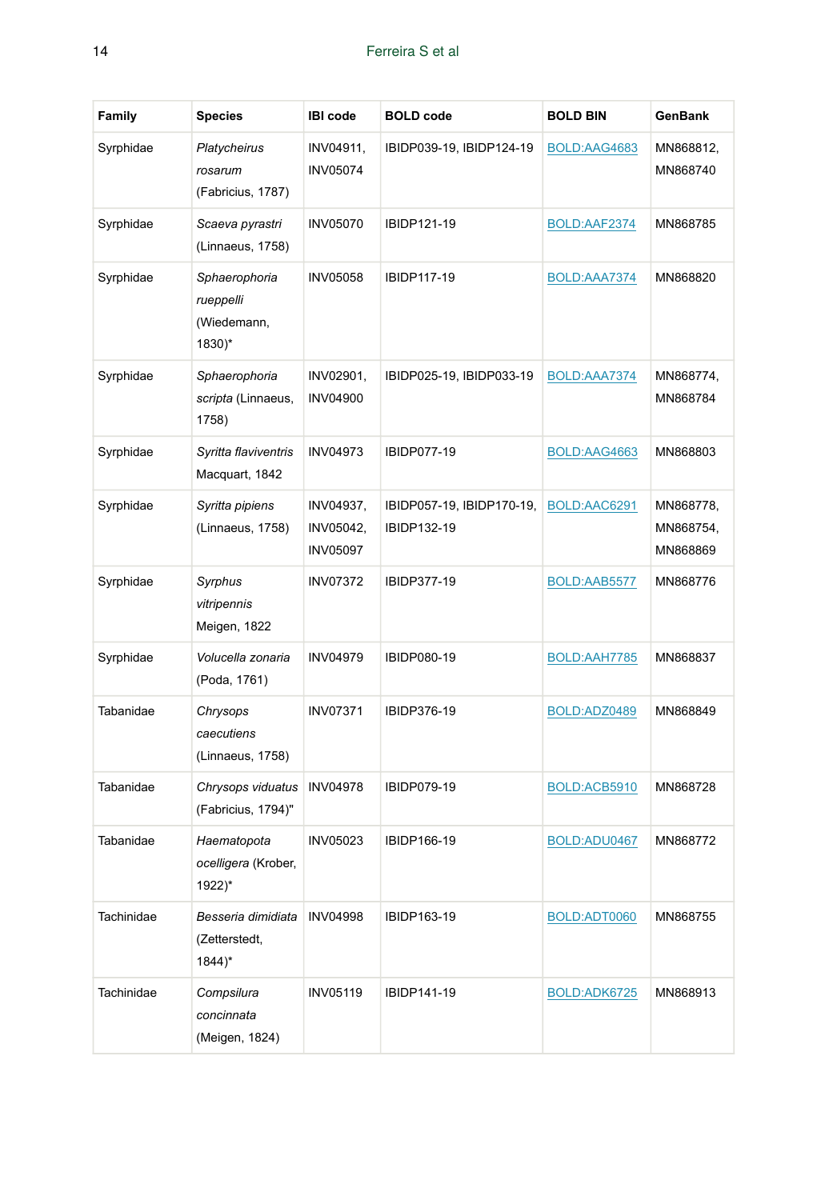| Family | Species | IBI code | BOLD code | BOLD BIN | GenBank |
| --- | --- | --- | --- | --- | --- |
| Syrphidae | *Platycheirus rosarum* (Fabricius, 1787) | INV04911, INV05074 | IBIDP039-19, IBIDP124-19 | BOLD:AAG4683 | MN868812, MN868740 |
| Syrphidae | *Scaeva pyrastri* (Linnaeus, 1758) | INV05070 | IBIDP121-19 | BOLD:AAF2374 | MN868785 |
| Syrphidae | *Sphaerophoria rueppelli* (Wiedemann, 1830)* | INV05058 | IBIDP117-19 | BOLD:AAA7374 | MN868820 |
| Syrphidae | *Sphaerophoria scripta* (Linnaeus, 1758) | INV02901, INV04900 | IBIDP025-19, IBIDP033-19 | BOLD:AAA7374 | MN868774, MN868784 |
| Syrphidae | *Syritta flaviventris* Macquart, 1842 | INV04973 | IBIDP077-19 | BOLD:AAG4663 | MN868803 |
| Syrphidae | *Syritta pipiens* (Linnaeus, 1758) | INV04937, INV05042, INV05097 | IBIDP057-19, IBIDP170-19, IBIDP132-19 | BOLD:AAC6291 | MN868778, MN868754, MN868869 |
| Syrphidae | *Syrphus vitripennis* Meigen, 1822 | INV07372 | IBIDP377-19 | BOLD:AAB5577 | MN868776 |
| Syrphidae | *Volucella zonaria* (Poda, 1761) | INV04979 | IBIDP080-19 | BOLD:AAH7785 | MN868837 |
| Tabanidae | *Chrysops caecutiens* (Linnaeus, 1758) | INV07371 | IBIDP376-19 | BOLD:ADZ0489 | MN868849 |
| Tabanidae | *Chrysops viduatus* (Fabricius, 1794)" | INV04978 | IBIDP079-19 | BOLD:ACB5910 | MN868728 |
| Tabanidae | *Haematopota ocelligera* (Krober, 1922)* | INV05023 | IBIDP166-19 | BOLD:ADU0467 | MN868772 |
| Tachinidae | *Besseria dimidiata* (Zetterstedt, 1844)* | INV04998 | IBIDP163-19 | BOLD:ADT0060 | MN868755 |
| Tachinidae | *Compsilura concinnata* (Meigen, 1824) | INV05119 | IBIDP141-19 | BOLD:ADK6725 | MN868913 |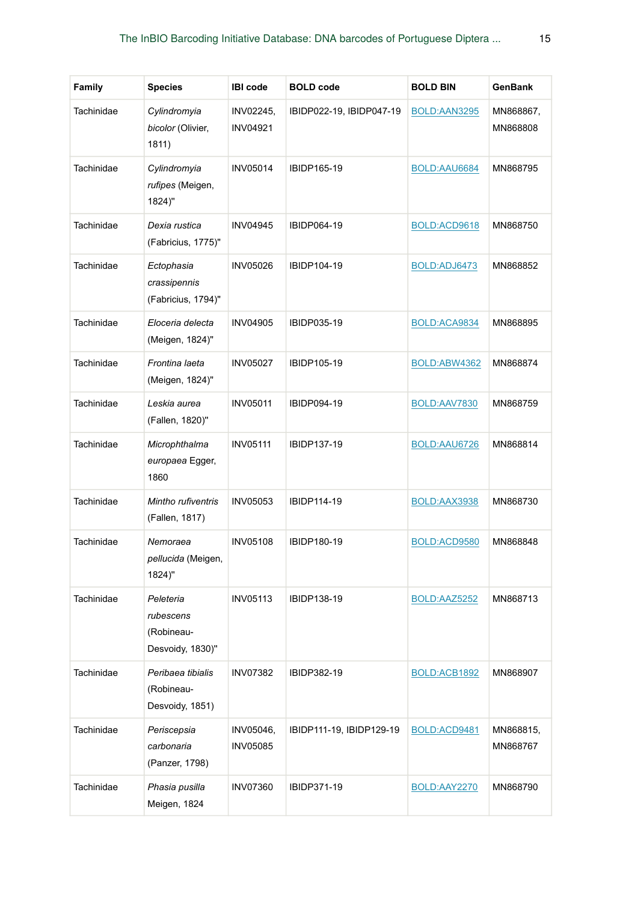| Family | Species | IBI code | BOLD code | BOLD BIN | GenBank |
| --- | --- | --- | --- | --- | --- |
| Tachinidae | *Cylindromyia bicolor* (Olivier, 1811) | INV02245, INV04921 | IBIDP022-19, IBIDP047-19 | BOLD:AAN3295 | MN868867, MN868808 |
| Tachinidae | *Cylindromyia rufipes* (Meigen, 1824)" | INV05014 | IBIDP165-19 | BOLD:AAU6684 | MN868795 |
| Tachinidae | *Dexia rustica* (Fabricius, 1775)" | INV04945 | IBIDP064-19 | BOLD:ACD9618 | MN868750 |
| Tachinidae | *Ectophasia crassipennis* (Fabricius, 1794)" | INV05026 | IBIDP104-19 | BOLD:ADJ6473 | MN868852 |
| Tachinidae | *Eloceria delecta* (Meigen, 1824)" | INV04905 | IBIDP035-19 | BOLD:ACA9834 | MN868895 |
| Tachinidae | *Frontina laeta* (Meigen, 1824)" | INV05027 | IBIDP105-19 | BOLD:ABW4362 | MN868874 |
| Tachinidae | *Leskia aurea* (Fallen, 1820)" | INV05011 | IBIDP094-19 | BOLD:AAV7830 | MN868759 |
| Tachinidae | *Microphthalma europaea* Egger, 1860 | INV05111 | IBIDP137-19 | BOLD:AAU6726 | MN868814 |
| Tachinidae | *Mintho rufiventris* (Fallen, 1817) | INV05053 | IBIDP114-19 | BOLD:AAX3938 | MN868730 |
| Tachinidae | *Nemoraea pellucida* (Meigen, 1824)" | INV05108 | IBIDP180-19 | BOLD:ACD9580 | MN868848 |
| Tachinidae | *Peleteria rubescens* (Robineau-Desvoidy, 1830)" | INV05113 | IBIDP138-19 | BOLD:AAZ5252 | MN868713 |
| Tachinidae | *Peribaea tibialis* (Robineau-Desvoidy, 1851) | INV07382 | IBIDP382-19 | BOLD:ACB1892 | MN868907 |
| Tachinidae | *Periscepsia carbonaria* (Panzer, 1798) | INV05046, INV05085 | IBIDP111-19, IBIDP129-19 | BOLD:ACD9481 | MN868815, MN868767 |
| Tachinidae | *Phasia pusilla* Meigen, 1824 | INV07360 | IBIDP371-19 | BOLD:AAY2270 | MN868790 |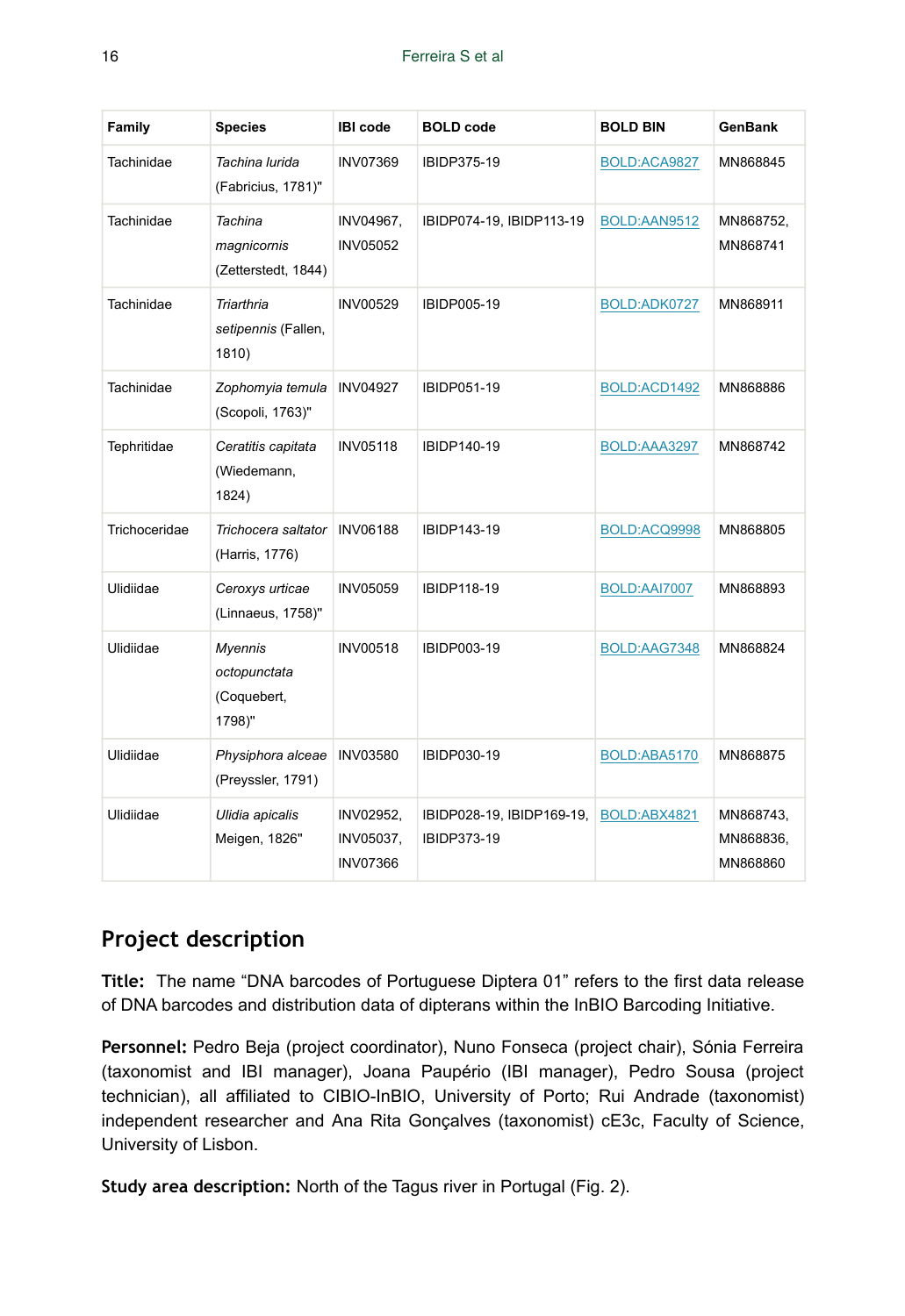| Family | Species | IBI code | BOLD code | BOLD BIN | GenBank |
| --- | --- | --- | --- | --- | --- |
| Tachinidae | *Tachina lurida* (Fabricius, 1781)" | INV07369 | IBIDP375-19 | BOLD:ACA9827 | MN868845 |
| Tachinidae | *Tachina magnicornis* (Zetterstedt, 1844) | INV04967, INV05052 | IBIDP074-19, IBIDP113-19 | BOLD:AAN9512 | MN868752, MN868741 |
| Tachinidae | *Triarthria setipennis* (Fallen, 1810) | INV00529 | IBIDP005-19 | BOLD:ADK0727 | MN868911 |
| Tachinidae | *Zophomyia temula* (Scopoli, 1763)" | INV04927 | IBIDP051-19 | BOLD:ACD1492 | MN868886 |
| Tephritidae | *Ceratitis capitata* (Wiedemann, 1824) | INV05118 | IBIDP140-19 | BOLD:AAA3297 | MN868742 |
| Trichoceridae | *Trichocera saltator* (Harris, 1776) | INV06188 | IBIDP143-19 | BOLD:ACQ9998 | MN868805 |
| Ulidiidae | *Ceroxys urticae* (Linnaeus, 1758)" | INV05059 | IBIDP118-19 | BOLD:AAI7007 | MN868893 |
| Ulidiidae | *Myennis octopunctata* (Coquebert, 1798)" | INV00518 | IBIDP003-19 | BOLD:AAG7348 | MN868824 |
| Ulidiidae | *Physiphora alceae* (Preyssler, 1791) | INV03580 | IBIDP030-19 | BOLD:ABA5170 | MN868875 |
| Ulidiidae | *Ulidia apicalis* Meigen, 1826" | INV02952, INV05037, INV07366 | IBIDP028-19, IBIDP169-19, IBIDP373-19 | BOLD:ABX4821 | MN868743, MN868836, MN868860 |

## Project description

**Title:** The name “DNA barcodes of Portuguese Diptera 01” refers to the first data release of DNA barcodes and distribution data of dipterans within the InBIO Barcoding Initiative.

**Personnel:** Pedro Beja (project coordinator), Nuno Fonseca (project chair), Sónia Ferreira (taxonomist and IBI manager), Joana Paupério (IBI manager), Pedro Sousa (project technician), all affiliated to CIBIO-InBIO, University of Porto; Rui Andrade (taxonomist) independent researcher and Ana Rita Gonçalves (taxonomist) cE3c, Faculty of Science, University of Lisbon.

**Study area description:** North of the Tagus river in Portugal (Fig. 2).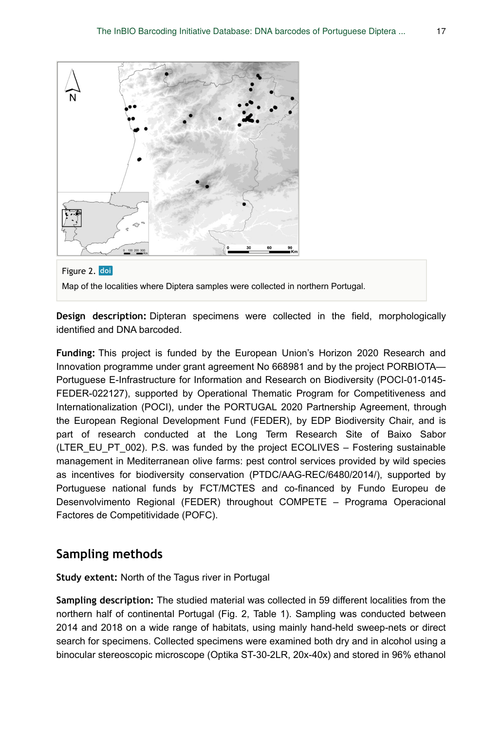Figure 2. doi

Map of the localities where Diptera samples were collected in northern Portugal.

**Design description:** Dipteran specimens were collected in the field, morphologically identified and DNA barcoded.

**Funding:** This project is funded by the European Union's Horizon 2020 Research and Innovation programme under grant agreement No 668981 and by the project PORBIOTA—Portuguese E-Infrastructure for Information and Research on Biodiversity (POCI-01-0145-FEDER-022127), supported by Operational Thematic Program for Competitiveness and Internationalization (POCI), under the PORTUGAL 2020 Partnership Agreement, through the European Regional Development Fund (FEDER), by EDP Biodiversity Chair, and is part of research conducted at the Long Term Research Site of Baixo Sabor (LTER_EU_PT_002). P.S. was funded by the project ECOLIVES – Fostering sustainable management in Mediterranean olive farms: pest control services provided by wild species as incentives for biodiversity conservation (PTDC/AAG-REC/6480/2014/), supported by Portuguese national funds by FCT/MCTES and co-financed by Fundo Europeu de Desenvolvimento Regional (FEDER) throughout COMPETE – Programa Operacional Factores de Competitividade (POFC).

## Sampling methods

**Study extent:** North of the Tagus river in Portugal

**Sampling description:** The studied material was collected in 59 different localities from the northern half of continental Portugal (Fig. 2, Table 1). Sampling was conducted between 2014 and 2018 on a wide range of habitats, using mainly hand-held sweep-nets or direct search for specimens. Collected specimens were examined both dry and in alcohol using a binocular stereoscopic microscope (Optika ST-30-2LR, 20x-40x) and stored in 96% ethanol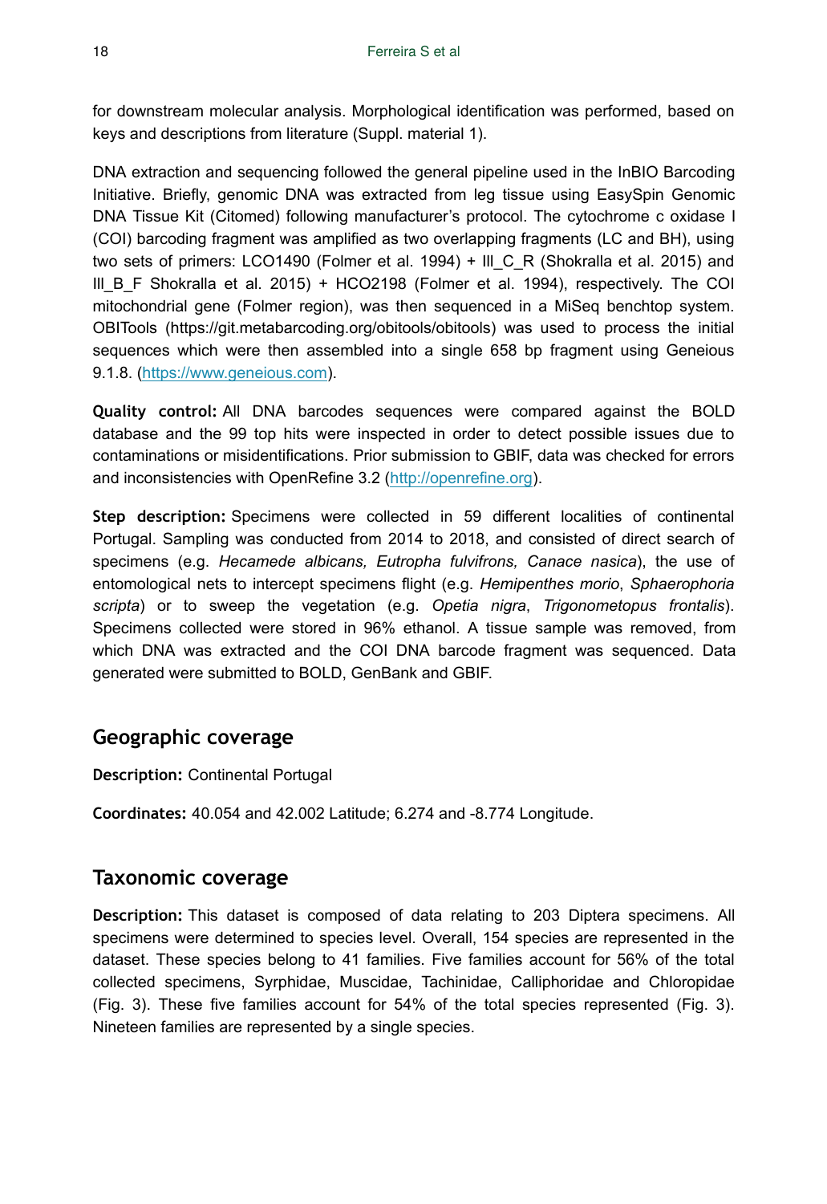for downstream molecular analysis. Morphological identification was performed, based on keys and descriptions from literature (Suppl. material 1).

DNA extraction and sequencing followed the general pipeline used in the InBIO Barcoding Initiative. Briefly, genomic DNA was extracted from leg tissue using EasySpin Genomic DNA Tissue Kit (Citomed) following manufacturer's protocol. The cytochrome c oxidase I (COI) barcoding fragment was amplified as two overlapping fragments (LC and BH), using two sets of primers: LCO1490 (Folmer et al. 1994) + Ill_C_R (Shokralla et al. 2015) and Ill_B_F Shokralla et al. 2015) + HCO2198 (Folmer et al. 1994), respectively. The COI mitochondrial gene (Folmer region), was then sequenced in a MiSeq benchtop system. OBITools (https://git.metabarcoding.org/obitools/obitools) was used to process the initial sequences which were then assembled into a single 658 bp fragment using Geneious 9.1.8. (https://www.geneious.com).

**Quality control:** All DNA barcodes sequences were compared against the BOLD database and the 99 top hits were inspected in order to detect possible issues due to contaminations or misidentifications. Prior submission to GBIF, data was checked for errors and inconsistencies with OpenRefine 3.2 (http://openrefine.org).

**Step description:** Specimens were collected in 59 different localities of continental Portugal. Sampling was conducted from 2014 to 2018, and consisted of direct search of specimens (e.g. *Hecamede albicans, Eutropha fulvifrons, Canace nasica*), the use of entomological nets to intercept specimens flight (e.g. *Hemipenthes morio*, *Sphaerophoria scripta*) or to sweep the vegetation (e.g. *Opetia nigra*, *Trigonometopus frontalis*). Specimens collected were stored in 96% ethanol. A tissue sample was removed, from which DNA was extracted and the COI DNA barcode fragment was sequenced. Data generated were submitted to BOLD, GenBank and GBIF.

## Geographic coverage

**Description:** Continental Portugal

**Coordinates:** 40.054 and 42.002 Latitude; 6.274 and -8.774 Longitude.

## Taxonomic coverage

**Description:** This dataset is composed of data relating to 203 Diptera specimens. All specimens were determined to species level. Overall, 154 species are represented in the dataset. These species belong to 41 families. Five families account for 56% of the total collected specimens, Syrphidae, Muscidae, Tachinidae, Calliphoridae and Chloropidae (Fig. 3). These five families account for 54% of the total species represented (Fig. 3). Nineteen families are represented by a single species.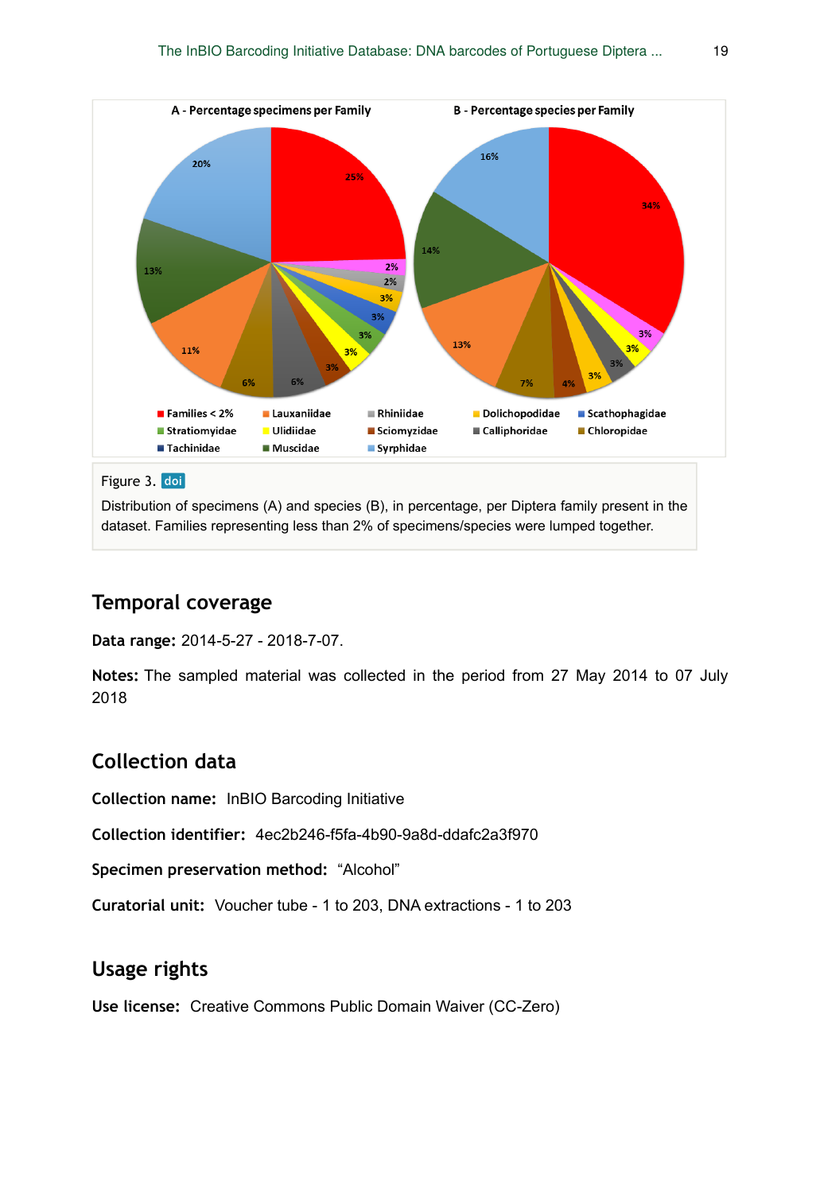Figure 3. doi

Distribution of specimens (A) and species (B), in percentage, per Diptera family present in the dataset. Families representing less than 2% of specimens/species were lumped together.

## Temporal coverage

**Data range:** 2014-5-27 - 2018-7-07.

**Notes:** The sampled material was collected in the period from 27 May 2014 to 07 July 2018

## Collection data

**Collection name:** InBIO Barcoding Initiative

**Collection identifier:** 4ec2b246-f5fa-4b90-9a8d-ddafc2a3f970

**Specimen preservation method:** "Alcohol"

**Curatorial unit:** Voucher tube - 1 to 203, DNA extractions - 1 to 203

## Usage rights

**Use license:** Creative Commons Public Domain Waiver (CC-Zero)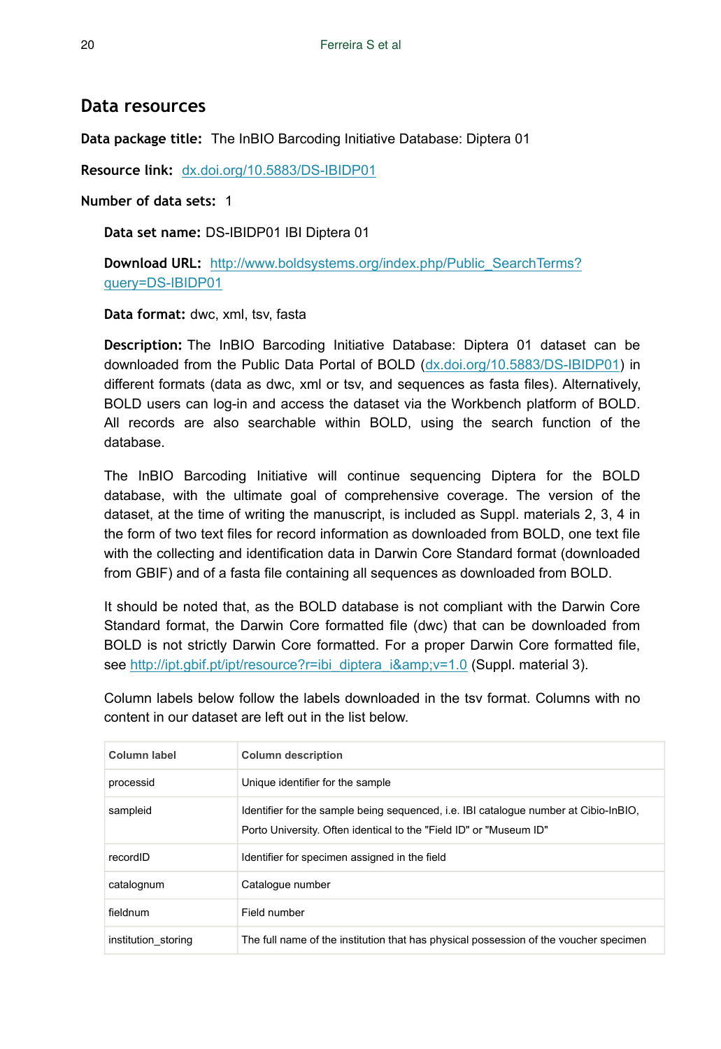## Data resources

**Data package title:** The InBIO Barcoding Initiative Database: Diptera 01

**Resource link:** dx.doi.org/10.5883/DS-IBIDP01

**Number of data sets:** 1

**Data set name:** DS-IBIDP01 IBI Diptera 01

**Download URL:** http://www.boldsystems.org/index.php/Public_SearchTerms?query=DS-IBIDP01

**Data format:** dwc, xml, tsv, fasta

**Description:** The InBIO Barcoding Initiative Database: Diptera 01 dataset can be downloaded from the Public Data Portal of BOLD (dx.doi.org/10.5883/DS-IBIDP01) in different formats (data as dwc, xml or tsv, and sequences as fasta files). Alternatively, BOLD users can log-in and access the dataset via the Workbench platform of BOLD. All records are also searchable within BOLD, using the search function of the database.

The InBIO Barcoding Initiative will continue sequencing Diptera for the BOLD database, with the ultimate goal of comprehensive coverage. The version of the dataset, at the time of writing the manuscript, is included as Suppl. materials 2, 3, 4 in the form of two text files for record information as downloaded from BOLD, one text file with the collecting and identification data in Darwin Core Standard format (downloaded from GBIF) and of a fasta file containing all sequences as downloaded from BOLD.

It should be noted that, as the BOLD database is not compliant with the Darwin Core Standard format, the Darwin Core formatted file (dwc) that can be downloaded from BOLD is not strictly Darwin Core formatted. For a proper Darwin Core formatted file, see http://ipt.gbif.pt/ipt/resource?r=ibi_diptera_i&amp;v=1.0 (Suppl. material 3).

Column labels below follow the labels downloaded in the tsv format. Columns with no content in our dataset are left out in the list below.

| Column label | Column description |
| --- | --- |
| processid | Unique identifier for the sample |
| sampleid | Identifier for the sample being sequenced, i.e. IBI catalogue number at Cibio-InBIO, Porto University. Often identical to the "Field ID" or "Museum ID" |
| recordID | Identifier for specimen assigned in the field |
| catalognum | Catalogue number |
| fieldnum | Field number |
| institution_storing | The full name of the institution that has physical possession of the voucher specimen |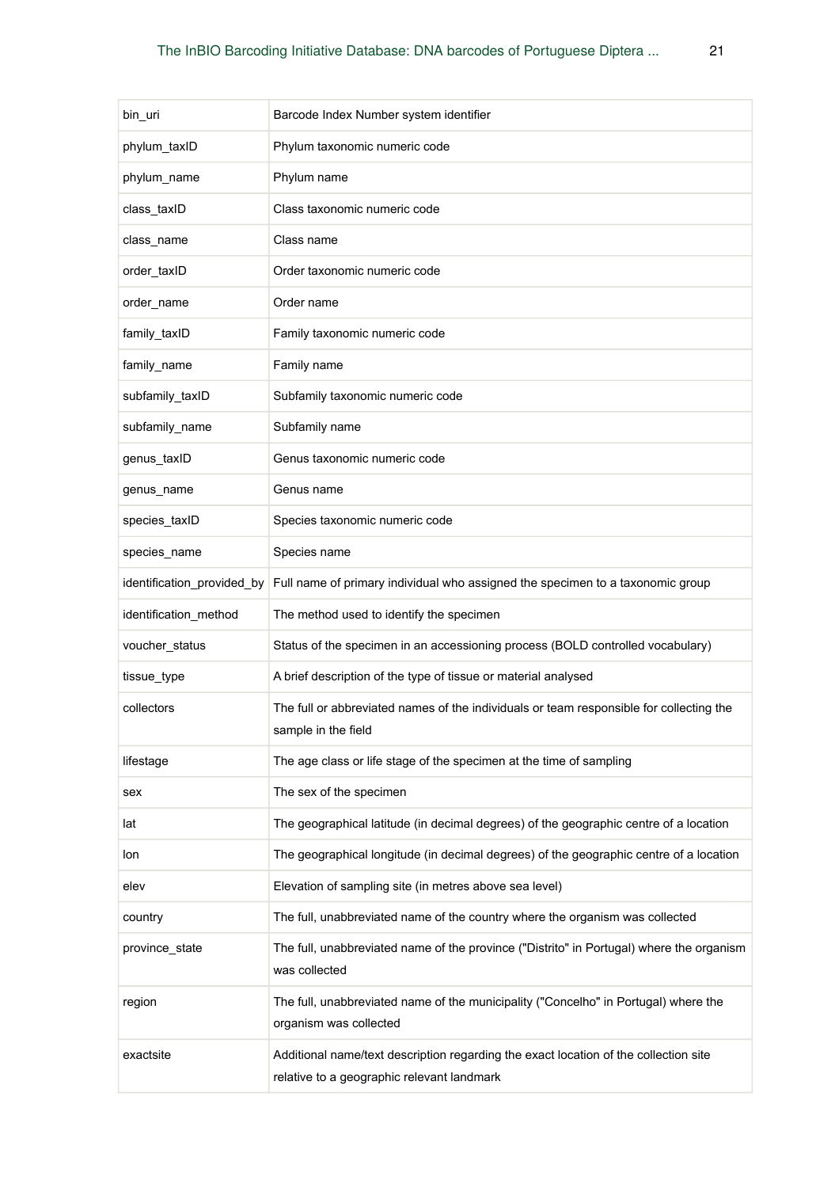| | |
|---|---|
| bin_uri | Barcode Index Number system identifier |
| phylum_taxID | Phylum taxonomic numeric code |
| phylum_name | Phylum name |
| class_taxID | Class taxonomic numeric code |
| class_name | Class name |
| order_taxID | Order taxonomic numeric code |
| order_name | Order name |
| family_taxID | Family taxonomic numeric code |
| family_name | Family name |
| subfamily_taxID | Subfamily taxonomic numeric code |
| subfamily_name | Subfamily name |
| genus_taxID | Genus taxonomic numeric code |
| genus_name | Genus name |
| species_taxID | Species taxonomic numeric code |
| species_name | Species name |
| identification_provided_by | Full name of primary individual who assigned the specimen to a taxonomic group |
| identification_method | The method used to identify the specimen |
| voucher_status | Status of the specimen in an accessioning process (BOLD controlled vocabulary) |
| tissue_type | A brief description of the type of tissue or material analysed |
| collectors | The full or abbreviated names of the individuals or team responsible for collecting the sample in the field |
| lifestage | The age class or life stage of the specimen at the time of sampling |
| sex | The sex of the specimen |
| lat | The geographical latitude (in decimal degrees) of the geographic centre of a location |
| lon | The geographical longitude (in decimal degrees) of the geographic centre of a location |
| elev | Elevation of sampling site (in metres above sea level) |
| country | The full, unabbreviated name of the country where the organism was collected |
| province_state | The full, unabbreviated name of the province ("Distrito" in Portugal) where the organism was collected |
| region | The full, unabbreviated name of the municipality ("Concelho" in Portugal) where the organism was collected |
| exactsite | Additional name/text description regarding the exact location of the collection site relative to a geographic relevant landmark |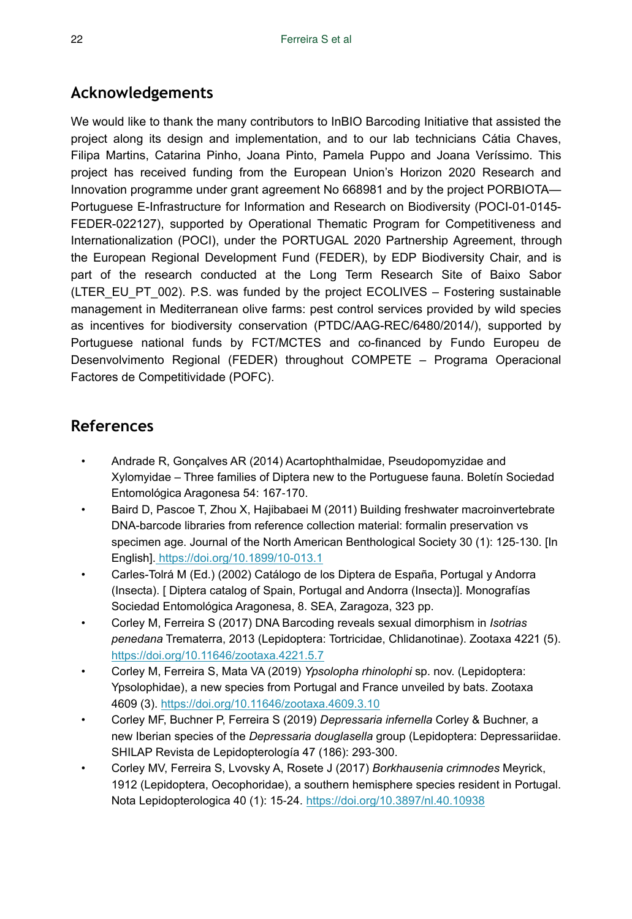## Acknowledgements

We would like to thank the many contributors to InBIO Barcoding Initiative that assisted the project along its design and implementation, and to our lab technicians Cátia Chaves, Filipa Martins, Catarina Pinho, Joana Pinto, Pamela Puppo and Joana Veríssimo. This project has received funding from the European Union's Horizon 2020 Research and Innovation programme under grant agreement No 668981 and by the project PORBIOTA—Portuguese E-Infrastructure for Information and Research on Biodiversity (POCI-01-0145-FEDER-022127), supported by Operational Thematic Program for Competitiveness and Internationalization (POCI), under the PORTUGAL 2020 Partnership Agreement, through the European Regional Development Fund (FEDER), by EDP Biodiversity Chair, and is part of the research conducted at the Long Term Research Site of Baixo Sabor (LTER_EU_PT_002). P.S. was funded by the project ECOLIVES – Fostering sustainable management in Mediterranean olive farms: pest control services provided by wild species as incentives for biodiversity conservation (PTDC/AAG-REC/6480/2014/), supported by Portuguese national funds by FCT/MCTES and co-financed by Fundo Europeu de Desenvolvimento Regional (FEDER) throughout COMPETE – Programa Operacional Factores de Competitividade (POFC).

## References

- Andrade R, Gonçalves AR (2014) Acartophthalmidae, Pseudopomyzidae and Xylomyidae – Three families of Diptera new to the Portuguese fauna. Boletín Sociedad Entomológica Aragonesa 54: 167-170.
- Baird D, Pascoe T, Zhou X, Hajibabaei M (2011) Building freshwater macroinvertebrate DNA-barcode libraries from reference collection material: formalin preservation vs specimen age. Journal of the North American Benthological Society 30 (1): 125-130. [In English]. https://doi.org/10.1899/10-013.1
- Carles-Tolrá M (Ed.) (2002) Catálogo de los Diptera de España, Portugal y Andorra (Insecta). [ Diptera catalog of Spain, Portugal and Andorra (Insecta)]. Monografías Sociedad Entomológica Aragonesa, 8. SEA, Zaragoza, 323 pp.
- Corley M, Ferreira S (2017) DNA Barcoding reveals sexual dimorphism in *Isotrias penedana* Trematerra, 2013 (Lepidoptera: Tortricidae, Chlidanotinae). Zootaxa 4221 (5). https://doi.org/10.11646/zootaxa.4221.5.7
- Corley M, Ferreira S, Mata VA (2019) *Ypsolopha rhinolophi* sp. nov. (Lepidoptera: Ypsolophidae), a new species from Portugal and France unveiled by bats. Zootaxa 4609 (3). https://doi.org/10.11646/zootaxa.4609.3.10
- Corley MF, Buchner P, Ferreira S (2019) *Depressaria infernella* Corley & Buchner, a new Iberian species of the *Depressaria douglasella* group (Lepidoptera: Depressariidae. SHILAP Revista de Lepidopterología 47 (186): 293-300.
- Corley MV, Ferreira S, Lvovsky A, Rosete J (2017) *Borkhausenia crimnodes* Meyrick, 1912 (Lepidoptera, Oecophoridae), a southern hemisphere species resident in Portugal. Nota Lepidopterologica 40 (1): 15-24. https://doi.org/10.3897/nl.40.10938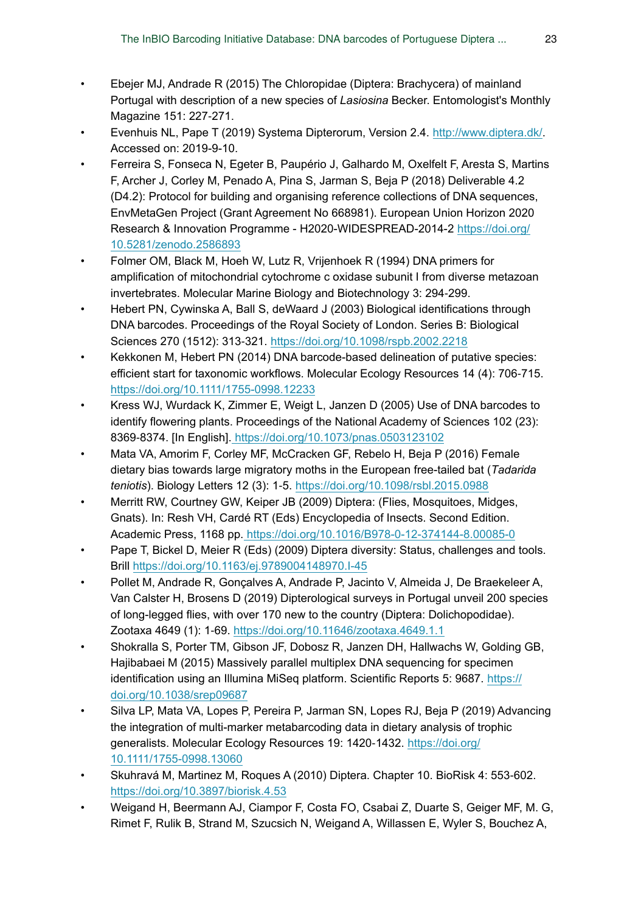- Ebejer MJ, Andrade R (2015) The Chloropidae (Diptera: Brachycera) of mainland Portugal with description of a new species of *Lasiosina* Becker. Entomologist's Monthly Magazine 151: 227-271.
- Evenhuis NL, Pape T (2019) Systema Dipterorum, Version 2.4. http://www.diptera.dk/. Accessed on: 2019-9-10.
- Ferreira S, Fonseca N, Egeter B, Paupério J, Galhardo M, Oxelfelt F, Aresta S, Martins F, Archer J, Corley M, Penado A, Pina S, Jarman S, Beja P (2018) Deliverable 4.2 (D4.2): Protocol for building and organising reference collections of DNA sequences, EnvMetaGen Project (Grant Agreement No 668981). European Union Horizon 2020 Research & Innovation Programme - H2020-WIDESPREAD-2014-2 https://doi.org/10.5281/zenodo.2586893
- Folmer OM, Black M, Hoeh W, Lutz R, Vrijenhoek R (1994) DNA primers for amplification of mitochondrial cytochrome c oxidase subunit I from diverse metazoan invertebrates. Molecular Marine Biology and Biotechnology 3: 294-299.
- Hebert PN, Cywinska A, Ball S, deWaard J (2003) Biological identifications through DNA barcodes. Proceedings of the Royal Society of London. Series B: Biological Sciences 270 (1512): 313-321. https://doi.org/10.1098/rspb.2002.2218
- Kekkonen M, Hebert PN (2014) DNA barcode-based delineation of putative species: efficient start for taxonomic workflows. Molecular Ecology Resources 14 (4): 706-715. https://doi.org/10.1111/1755-0998.12233
- Kress WJ, Wurdack K, Zimmer E, Weigt L, Janzen D (2005) Use of DNA barcodes to identify flowering plants. Proceedings of the National Academy of Sciences 102 (23): 8369-8374. [In English]. https://doi.org/10.1073/pnas.0503123102
- Mata VA, Amorim F, Corley MF, McCracken GF, Rebelo H, Beja P (2016) Female dietary bias towards large migratory moths in the European free-tailed bat (*Tadarida teniotis*). Biology Letters 12 (3): 1-5. https://doi.org/10.1098/rsbl.2015.0988
- Merritt RW, Courtney GW, Keiper JB (2009) Diptera: (Flies, Mosquitoes, Midges, Gnats). In: Resh VH, Cardé RT (Eds) Encyclopedia of Insects. Second Edition. Academic Press, 1168 pp. https://doi.org/10.1016/B978-0-12-374144-8.00085-0
- Pape T, Bickel D, Meier R (Eds) (2009) Diptera diversity: Status, challenges and tools. Brill https://doi.org/10.1163/ej.9789004148970.I-45
- Pollet M, Andrade R, Gonçalves A, Andrade P, Jacinto V, Almeida J, De Braekeleer A, Van Calster H, Brosens D (2019) Dipterological surveys in Portugal unveil 200 species of long-legged flies, with over 170 new to the country (Diptera: Dolichopodidae). Zootaxa 4649 (1): 1-69. https://doi.org/10.11646/zootaxa.4649.1.1
- Shokralla S, Porter TM, Gibson JF, Dobosz R, Janzen DH, Hallwachs W, Golding GB, Hajibabaei M (2015) Massively parallel multiplex DNA sequencing for specimen identification using an Illumina MiSeq platform. Scientific Reports 5: 9687. https://doi.org/10.1038/srep09687
- Silva LP, Mata VA, Lopes P, Pereira P, Jarman SN, Lopes RJ, Beja P (2019) Advancing the integration of multi-marker metabarcoding data in dietary analysis of trophic generalists. Molecular Ecology Resources 19: 1420-1432. https://doi.org/10.1111/1755-0998.13060
- Skuhravá M, Martinez M, Roques A (2010) Diptera. Chapter 10. BioRisk 4: 553-602. https://doi.org/10.3897/biorisk.4.53
- Weigand H, Beermann AJ, Ciampor F, Costa FO, Csabai Z, Duarte S, Geiger MF, M. G, Rimet F, Rulik B, Strand M, Szucsich N, Weigand A, Willassen E, Wyler S, Bouchez A,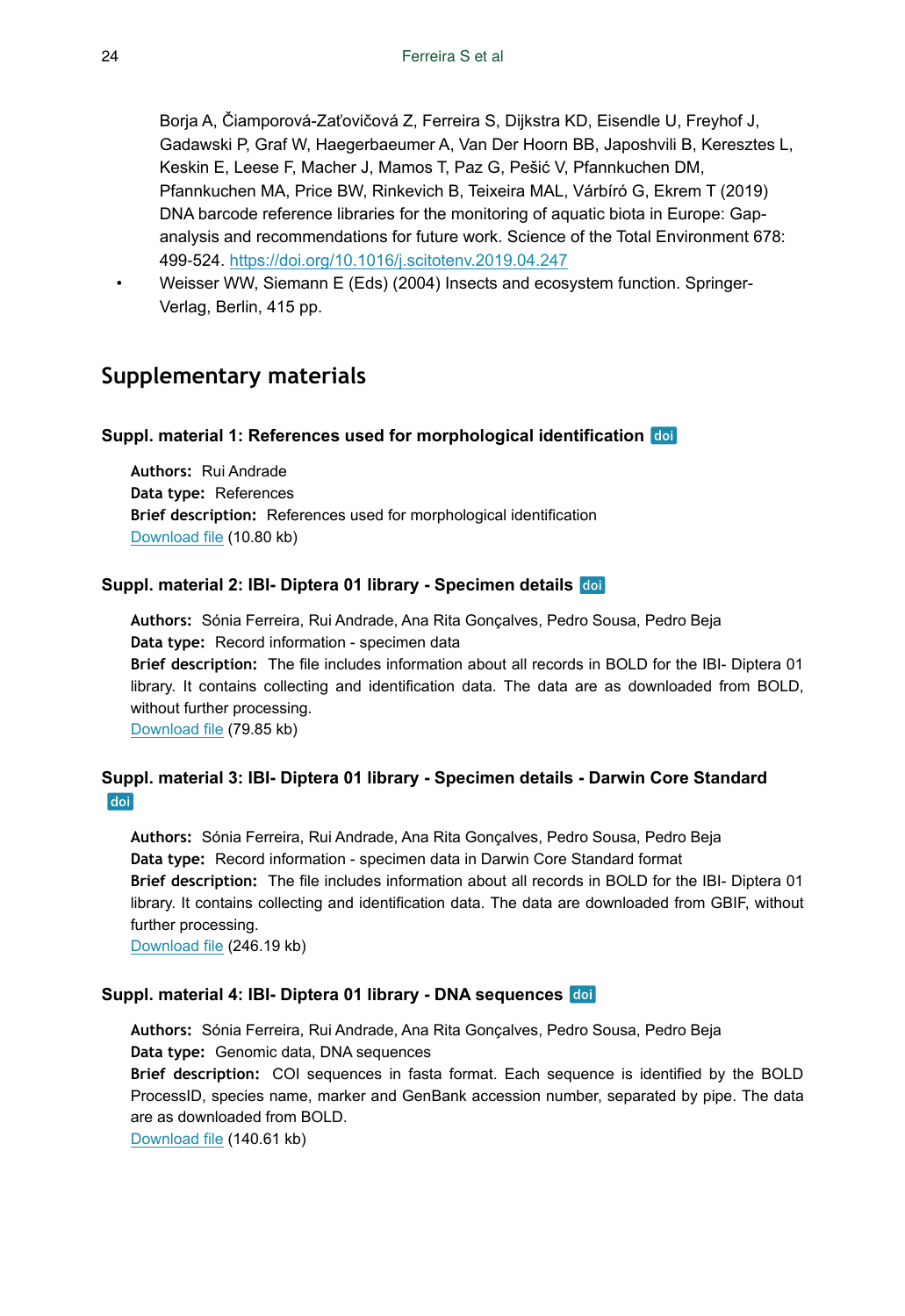Borja A, Čiamporová-Zaťovičová Z, Ferreira S, Dijkstra KD, Eisendle U, Freyhof J, Gadawski P, Graf W, Haegerbaeumer A, Van Der Hoorn BB, Japoshvili B, Keresztes L, Keskin E, Leese F, Macher J, Mamos T, Paz G, Pešić V, Pfannkuchen DM, Pfannkuchen MA, Price BW, Rinkevich B, Teixeira MAL, Várbíró G, Ekrem T (2019) DNA barcode reference libraries for the monitoring of aquatic biota in Europe: Gap-analysis and recommendations for future work. Science of the Total Environment 678: 499-524. https://doi.org/10.1016/j.scitotenv.2019.04.247

- Weisser WW, Siemann E (Eds) (2004) Insects and ecosystem function. Springer-Verlag, Berlin, 415 pp.

## Supplementary materials

### Suppl. material 1: References used for morphological identification doi

**Authors:** Rui Andrade
**Data type:** References
**Brief description:** References used for morphological identification
Download file (10.80 kb)

### Suppl. material 2: IBI- Diptera 01 library - Specimen details doi

**Authors:** Sónia Ferreira, Rui Andrade, Ana Rita Gonçalves, Pedro Sousa, Pedro Beja
**Data type:** Record information - specimen data
**Brief description:** The file includes information about all records in BOLD for the IBI- Diptera 01 library. It contains collecting and identification data. The data are as downloaded from BOLD, without further processing.
Download file (79.85 kb)

### Suppl. material 3: IBI- Diptera 01 library - Specimen details - Darwin Core Standard doi

**Authors:** Sónia Ferreira, Rui Andrade, Ana Rita Gonçalves, Pedro Sousa, Pedro Beja
**Data type:** Record information - specimen data in Darwin Core Standard format
**Brief description:** The file includes information about all records in BOLD for the IBI- Diptera 01 library. It contains collecting and identification data. The data are downloaded from GBIF, without further processing.
Download file (246.19 kb)

### Suppl. material 4: IBI- Diptera 01 library - DNA sequences doi

**Authors:** Sónia Ferreira, Rui Andrade, Ana Rita Gonçalves, Pedro Sousa, Pedro Beja
**Data type:** Genomic data, DNA sequences
**Brief description:** COI sequences in fasta format. Each sequence is identified by the BOLD ProcessID, species name, marker and GenBank accession number, separated by pipe. The data are as downloaded from BOLD.
Download file (140.61 kb)